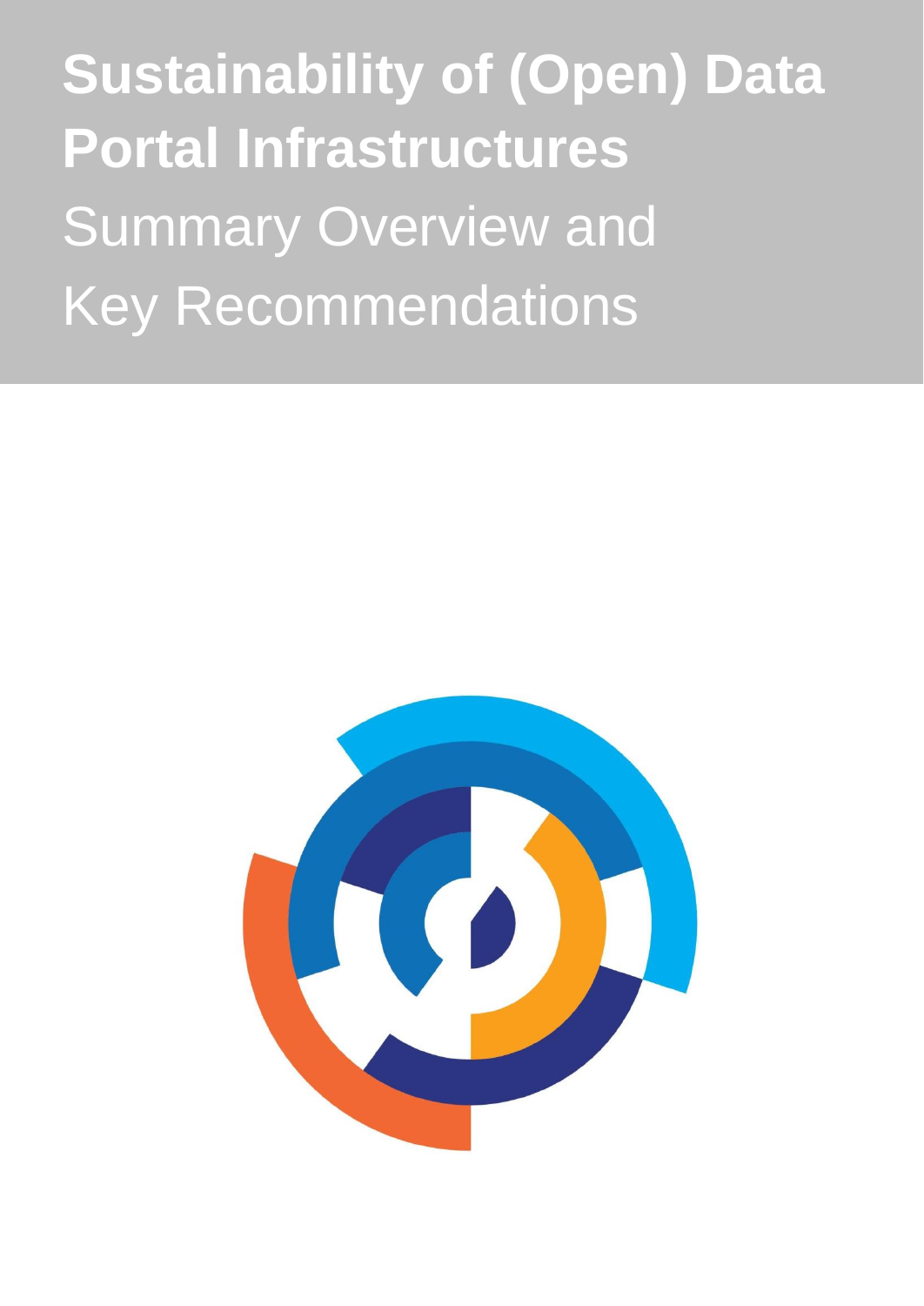# Sustainability of (Open) Data Portal Infrastructures

## Summary Overview and Key Recommendations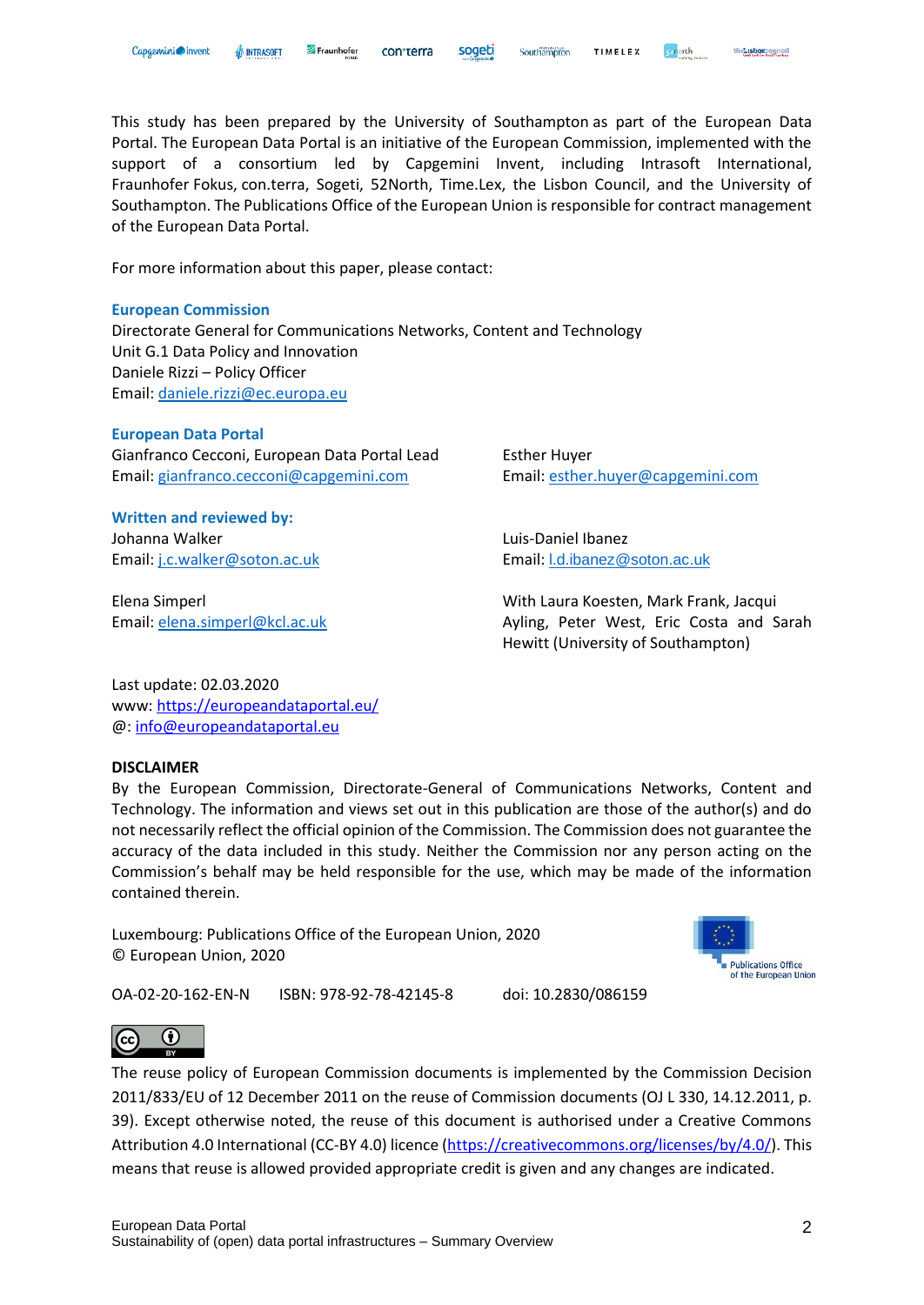This study has been prepared by the University of Southampton as part of the European Data Portal. The European Data Portal is an initiative of the European Commission, implemented with the support of a consortium led by Capgemini Invent, including Intrasoft International, Fraunhofer Fokus, con.terra, Sogeti, 52North, Time.Lex, the Lisbon Council, and the University of Southampton. The Publications Office of the European Union is responsible for contract management of the European Data Portal.

For more information about this paper, please contact:

**European Commission**
Directorate General for Communications Networks, Content and Technology
Unit G.1 Data Policy and Innovation
Daniele Rizzi – Policy Officer
Email: daniele.rizzi@ec.europa.eu

**European Data Portal**
Gianfranco Cecconi, European Data Portal Lead
Email: gianfranco.cecconi@capgemini.com

Esther Huyer
Email: esther.huyer@capgemini.com

**Written and reviewed by:**
Johanna Walker
Email: j.c.walker@soton.ac.uk

Luis-Daniel Ibanez
Email: l.d.ibanez@soton.ac.uk

Elena Simperl
Email: elena.simperl@kcl.ac.uk

With Laura Koesten, Mark Frank, Jacqui Ayling, Peter West, Eric Costa and Sarah Hewitt (University of Southampton)

Last update: 02.03.2020
www: https://europeandataportal.eu/
@: info@europeandataportal.eu

**DISCLAIMER**
By the European Commission, Directorate-General of Communications Networks, Content and Technology. The information and views set out in this publication are those of the author(s) and do not necessarily reflect the official opinion of the Commission. The Commission does not guarantee the accuracy of the data included in this study. Neither the Commission nor any person acting on the Commission's behalf may be held responsible for the use, which may be made of the information contained therein.

Luxembourg: Publications Office of the European Union, 2020
© European Union, 2020

OA-02-20-162-EN-N ISBN: 978-92-78-42145-8 doi: 10.2830/086159

The reuse policy of European Commission documents is implemented by the Commission Decision 2011/833/EU of 12 December 2011 on the reuse of Commission documents (OJ L 330, 14.12.2011, p. 39). Except otherwise noted, the reuse of this document is authorised under a Creative Commons Attribution 4.0 International (CC-BY 4.0) licence (https://creativecommons.org/licenses/by/4.0/). This means that reuse is allowed provided appropriate credit is given and any changes are indicated.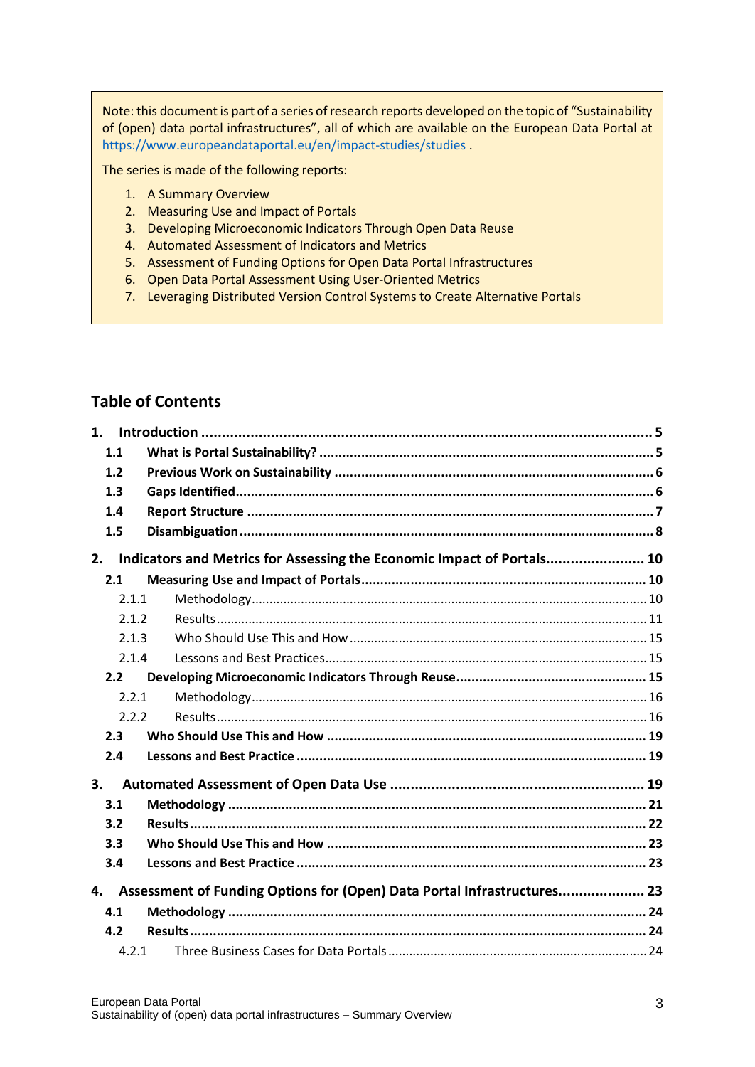Note: this document is part of a series of research reports developed on the topic of "Sustainability of (open) data portal infrastructures", all of which are available on the European Data Portal at https://www.europeandataportal.eu/en/impact-studies/studies .

The series is made of the following reports:

1. A Summary Overview
2. Measuring Use and Impact of Portals
3. Developing Microeconomic Indicators Through Open Data Reuse
4. Automated Assessment of Indicators and Metrics
5. Assessment of Funding Options for Open Data Portal Infrastructures
6. Open Data Portal Assessment Using User-Oriented Metrics
7. Leveraging Distributed Version Control Systems to Create Alternative Portals

## Table of Contents

**1. Introduction ..... 5**
- **1.1 What is Portal Sustainability? ..... 5**
- **1.2 Previous Work on Sustainability ..... 6**
- **1.3 Gaps Identified ..... 6**
- **1.4 Report Structure ..... 7**
- **1.5 Disambiguation ..... 8**

**2. Indicators and Metrics for Assessing the Economic Impact of Portals ..... 10**
- **2.1 Measuring Use and Impact of Portals ..... 10**
  - 2.1.1 Methodology ..... 10
  - 2.1.2 Results ..... 11
  - 2.1.3 Who Should Use This and How ..... 15
  - 2.1.4 Lessons and Best Practices ..... 15
- **2.2 Developing Microeconomic Indicators Through Reuse ..... 15**
  - 2.2.1 Methodology ..... 16
  - 2.2.2 Results ..... 16
- **2.3 Who Should Use This and How ..... 19**
- **2.4 Lessons and Best Practice ..... 19**

**3. Automated Assessment of Open Data Use ..... 19**
- **3.1 Methodology ..... 21**
- **3.2 Results ..... 22**
- **3.3 Who Should Use This and How ..... 23**
- **3.4 Lessons and Best Practice ..... 23**

**4. Assessment of Funding Options for (Open) Data Portal Infrastructures ..... 23**
- **4.1 Methodology ..... 24**
- **4.2 Results ..... 24**
  - 4.2.1 Three Business Cases for Data Portals ..... 24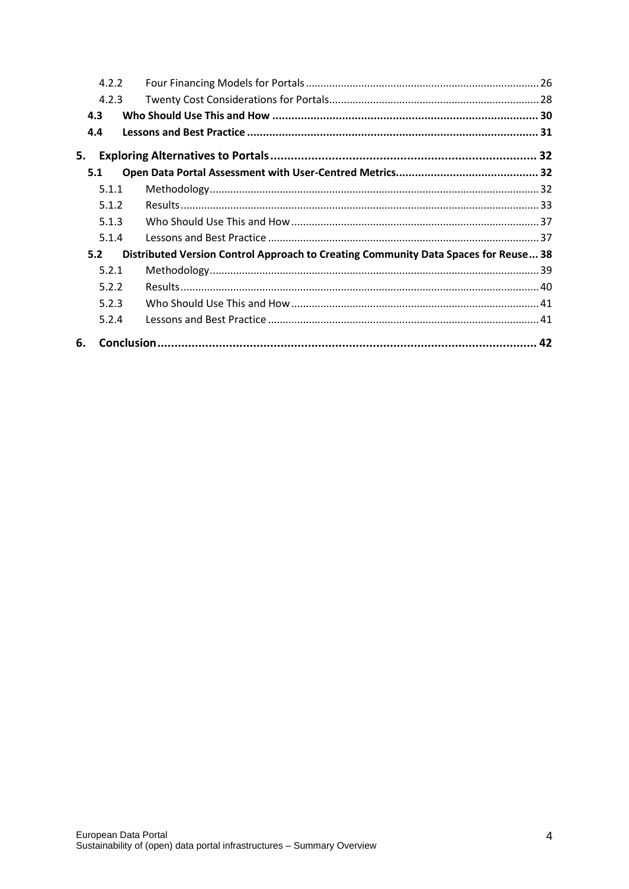- 4.2.2 Four Financing Models for Portals ... 26
- 4.2.3 Twenty Cost Considerations for Portals ... 28
- **4.3 Who Should Use This and How ... 30**
- **4.4 Lessons and Best Practice ... 31**

**5. Exploring Alternatives to Portals ... 32**

- **5.1 Open Data Portal Assessment with User-Centred Metrics ... 32**
  - 5.1.1 Methodology ... 32
  - 5.1.2 Results ... 33
  - 5.1.3 Who Should Use This and How ... 37
  - 5.1.4 Lessons and Best Practice ... 37
- **5.2 Distributed Version Control Approach to Creating Community Data Spaces for Reuse ... 38**
  - 5.2.1 Methodology ... 39
  - 5.2.2 Results ... 40
  - 5.2.3 Who Should Use This and How ... 41
  - 5.2.4 Lessons and Best Practice ... 41

**6. Conclusion ... 42**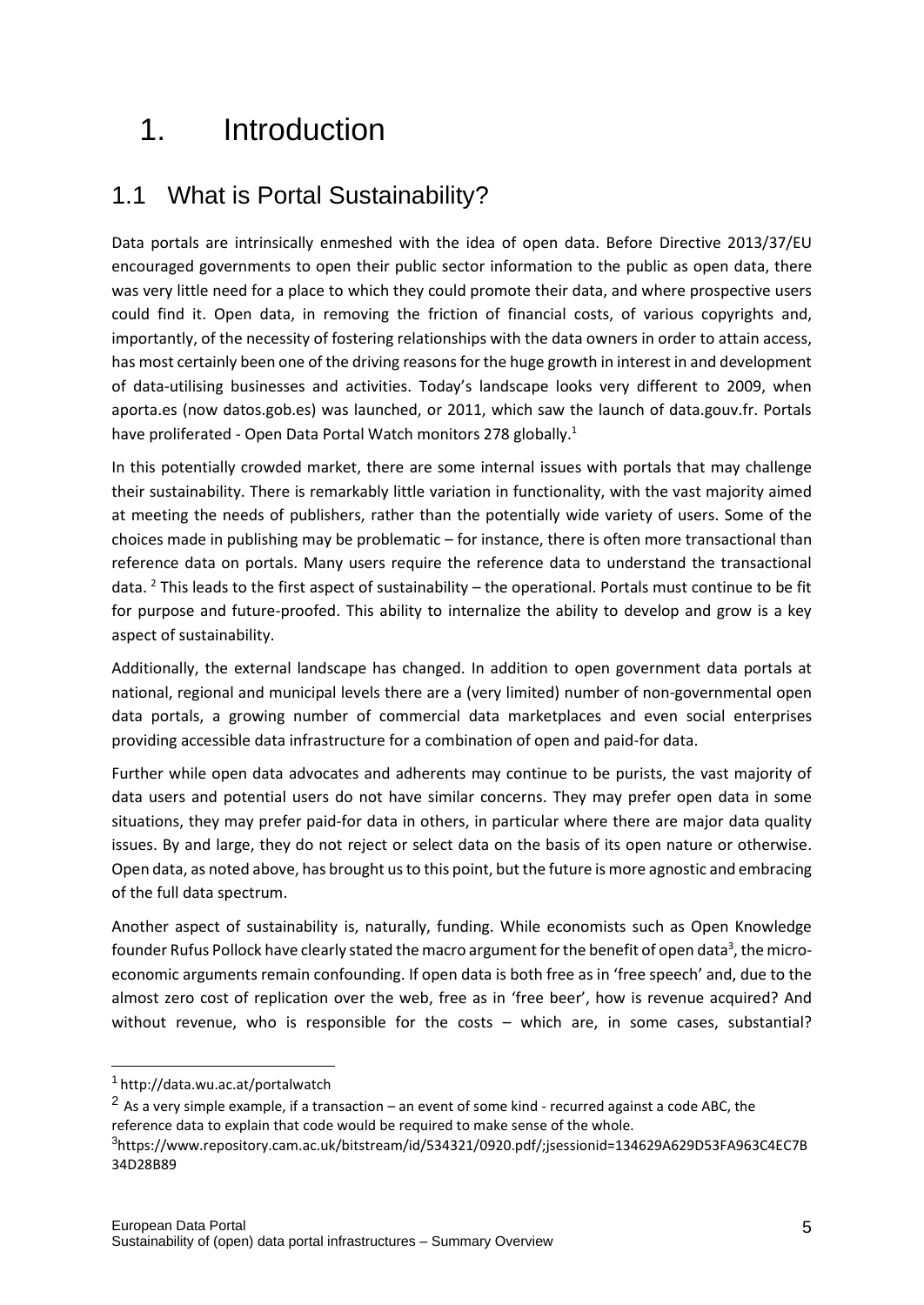# 1. Introduction

## 1.1 What is Portal Sustainability?

Data portals are intrinsically enmeshed with the idea of open data. Before Directive 2013/37/EU encouraged governments to open their public sector information to the public as open data, there was very little need for a place to which they could promote their data, and where prospective users could find it. Open data, in removing the friction of financial costs, of various copyrights and, importantly, of the necessity of fostering relationships with the data owners in order to attain access, has most certainly been one of the driving reasons for the huge growth in interest in and development of data-utilising businesses and activities. Today's landscape looks very different to 2009, when aporta.es (now datos.gob.es) was launched, or 2011, which saw the launch of data.gouv.fr. Portals have proliferated - Open Data Portal Watch monitors 278 globally.[1]

In this potentially crowded market, there are some internal issues with portals that may challenge their sustainability. There is remarkably little variation in functionality, with the vast majority aimed at meeting the needs of publishers, rather than the potentially wide variety of users. Some of the choices made in publishing may be problematic – for instance, there is often more transactional than reference data on portals. Many users require the reference data to understand the transactional data. [2] This leads to the first aspect of sustainability – the operational. Portals must continue to be fit for purpose and future-proofed. This ability to internalize the ability to develop and grow is a key aspect of sustainability.

Additionally, the external landscape has changed. In addition to open government data portals at national, regional and municipal levels there are a (very limited) number of non-governmental open data portals, a growing number of commercial data marketplaces and even social enterprises providing accessible data infrastructure for a combination of open and paid-for data.

Further while open data advocates and adherents may continue to be purists, the vast majority of data users and potential users do not have similar concerns. They may prefer open data in some situations, they may prefer paid-for data in others, in particular where there are major data quality issues. By and large, they do not reject or select data on the basis of its open nature or otherwise. Open data, as noted above, has brought us to this point, but the future is more agnostic and embracing of the full data spectrum.

Another aspect of sustainability is, naturally, funding. While economists such as Open Knowledge founder Rufus Pollock have clearly stated the macro argument for the benefit of open data[3], the micro-economic arguments remain confounding. If open data is both free as in 'free speech' and, due to the almost zero cost of replication over the web, free as in 'free beer', how is revenue acquired? And without revenue, who is responsible for the costs – which are, in some cases, substantial?

---

[1] http://data.wu.ac.at/portalwatch

[2] As a very simple example, if a transaction – an event of some kind - recurred against a code ABC, the reference data to explain that code would be required to make sense of the whole.

[3] https://www.repository.cam.ac.uk/bitstream/id/534321/0920.pdf/;jsessionid=134629A629D53FA963C4EC7B34D28B89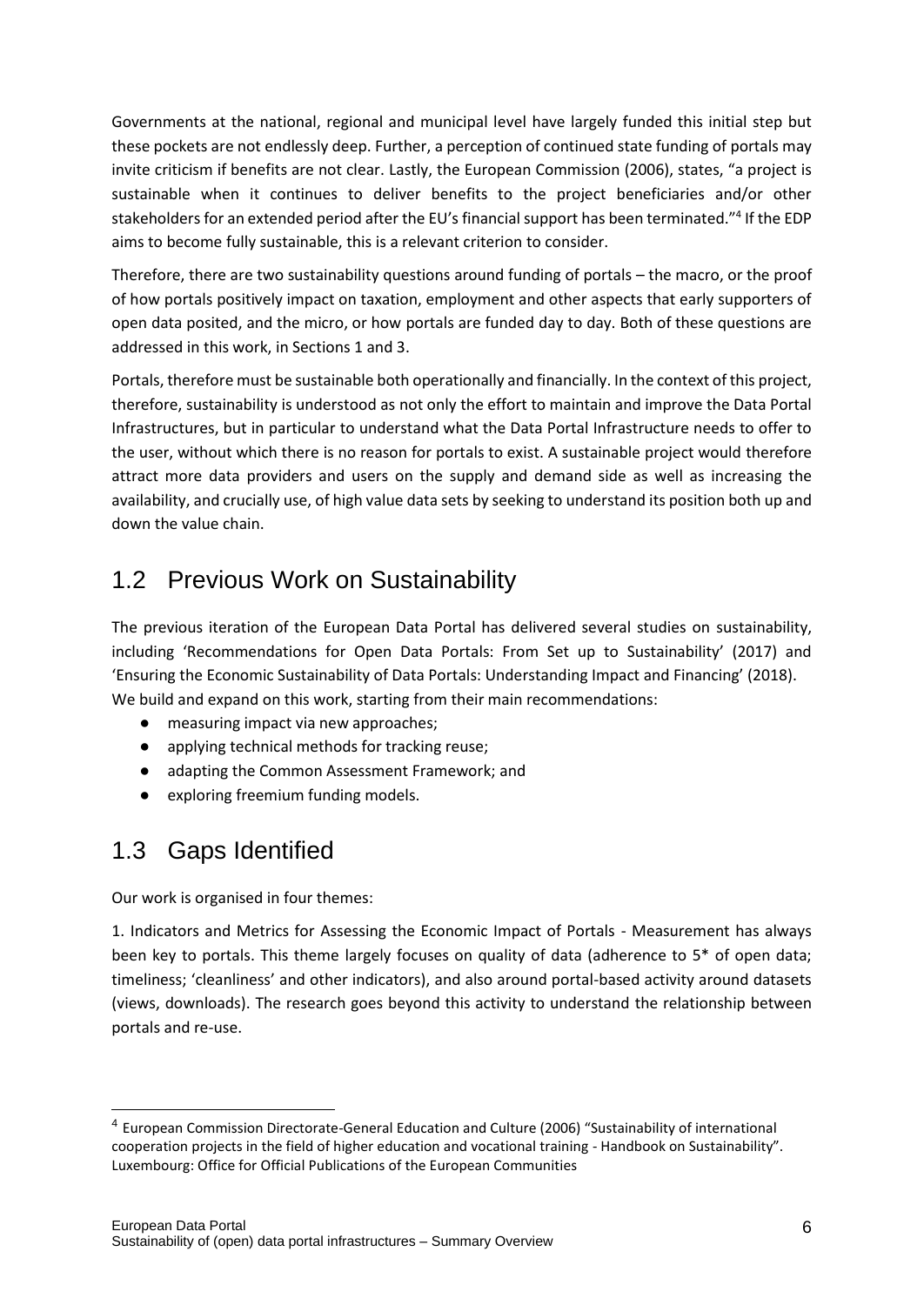Governments at the national, regional and municipal level have largely funded this initial step but these pockets are not endlessly deep. Further, a perception of continued state funding of portals may invite criticism if benefits are not clear. Lastly, the European Commission (2006), states, "a project is sustainable when it continues to deliver benefits to the project beneficiaries and/or other stakeholders for an extended period after the EU's financial support has been terminated."[4] If the EDP aims to become fully sustainable, this is a relevant criterion to consider.

Therefore, there are two sustainability questions around funding of portals – the macro, or the proof of how portals positively impact on taxation, employment and other aspects that early supporters of open data posited, and the micro, or how portals are funded day to day. Both of these questions are addressed in this work, in Sections 1 and 3.

Portals, therefore must be sustainable both operationally and financially. In the context of this project, therefore, sustainability is understood as not only the effort to maintain and improve the Data Portal Infrastructures, but in particular to understand what the Data Portal Infrastructure needs to offer to the user, without which there is no reason for portals to exist. A sustainable project would therefore attract more data providers and users on the supply and demand side as well as increasing the availability, and crucially use, of high value data sets by seeking to understand its position both up and down the value chain.

## 1.2 Previous Work on Sustainability

The previous iteration of the European Data Portal has delivered several studies on sustainability, including 'Recommendations for Open Data Portals: From Set up to Sustainability' (2017) and 'Ensuring the Economic Sustainability of Data Portals: Understanding Impact and Financing' (2018). We build and expand on this work, starting from their main recommendations:

- measuring impact via new approaches;
- applying technical methods for tracking reuse;
- adapting the Common Assessment Framework; and
- exploring freemium funding models.

## 1.3 Gaps Identified

Our work is organised in four themes:

1. Indicators and Metrics for Assessing the Economic Impact of Portals - Measurement has always been key to portals. This theme largely focuses on quality of data (adherence to 5* of open data; timeliness; 'cleanliness' and other indicators), and also around portal-based activity around datasets (views, downloads). The research goes beyond this activity to understand the relationship between portals and re-use.

[4] European Commission Directorate-General Education and Culture (2006) "Sustainability of international cooperation projects in the field of higher education and vocational training - Handbook on Sustainability". Luxembourg: Office for Official Publications of the European Communities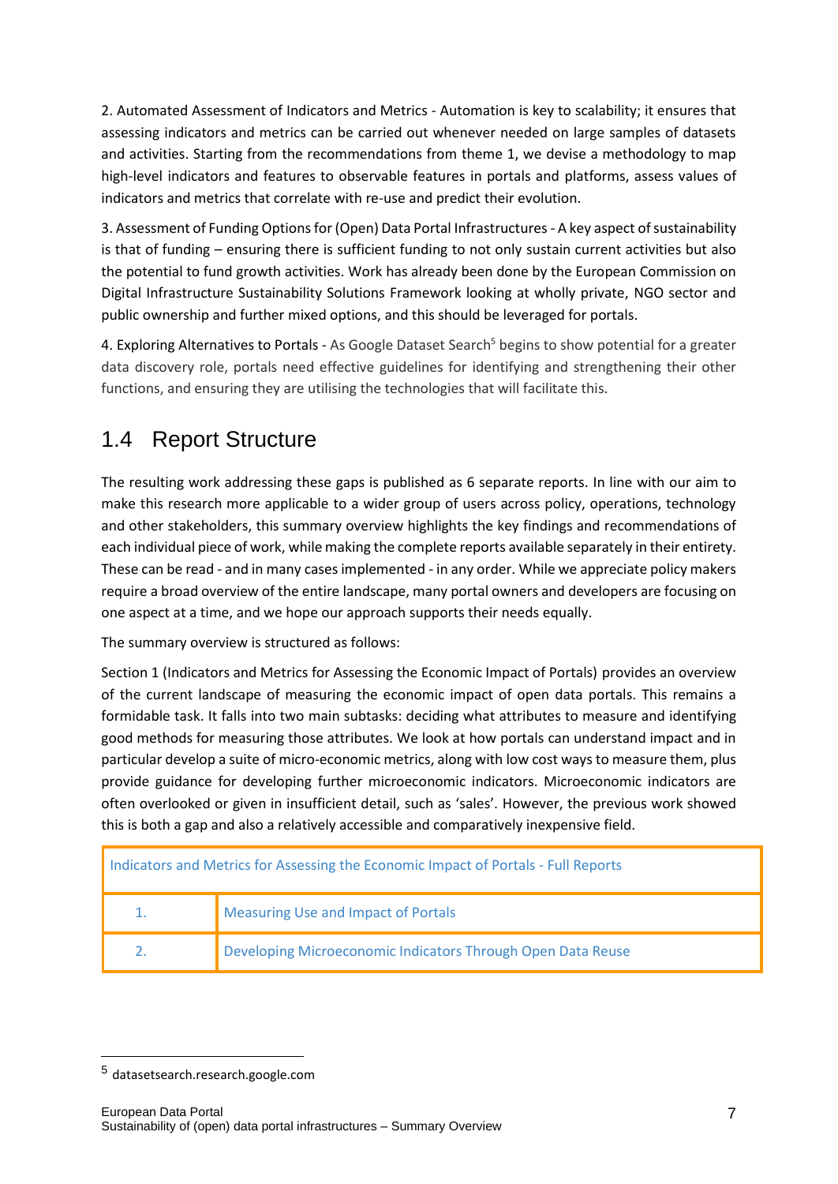2. Automated Assessment of Indicators and Metrics - Automation is key to scalability; it ensures that assessing indicators and metrics can be carried out whenever needed on large samples of datasets and activities. Starting from the recommendations from theme 1, we devise a methodology to map high-level indicators and features to observable features in portals and platforms, assess values of indicators and metrics that correlate with re-use and predict their evolution.

3. Assessment of Funding Options for (Open) Data Portal Infrastructures - A key aspect of sustainability is that of funding – ensuring there is sufficient funding to not only sustain current activities but also the potential to fund growth activities. Work has already been done by the European Commission on Digital Infrastructure Sustainability Solutions Framework looking at wholly private, NGO sector and public ownership and further mixed options, and this should be leveraged for portals.

4. Exploring Alternatives to Portals - As Google Dataset Search[5] begins to show potential for a greater data discovery role, portals need effective guidelines for identifying and strengthening their other functions, and ensuring they are utilising the technologies that will facilitate this.

## 1.4 Report Structure

The resulting work addressing these gaps is published as 6 separate reports. In line with our aim to make this research more applicable to a wider group of users across policy, operations, technology and other stakeholders, this summary overview highlights the key findings and recommendations of each individual piece of work, while making the complete reports available separately in their entirety. These can be read - and in many cases implemented - in any order. While we appreciate policy makers require a broad overview of the entire landscape, many portal owners and developers are focusing on one aspect at a time, and we hope our approach supports their needs equally.

The summary overview is structured as follows:

Section 1 (Indicators and Metrics for Assessing the Economic Impact of Portals) provides an overview of the current landscape of measuring the economic impact of open data portals. This remains a formidable task. It falls into two main subtasks: deciding what attributes to measure and identifying good methods for measuring those attributes. We look at how portals can understand impact and in particular develop a suite of micro-economic metrics, along with low cost ways to measure them, plus provide guidance for developing further microeconomic indicators. Microeconomic indicators are often overlooked or given in insufficient detail, such as 'sales'. However, the previous work showed this is both a gap and also a relatively accessible and comparatively inexpensive field.

| Indicators and Metrics for Assessing the Economic Impact of Portals - Full Reports | |
|---|---|
| 1. | Measuring Use and Impact of Portals |
| 2. | Developing Microeconomic Indicators Through Open Data Reuse |

[5] datasetsearch.research.google.com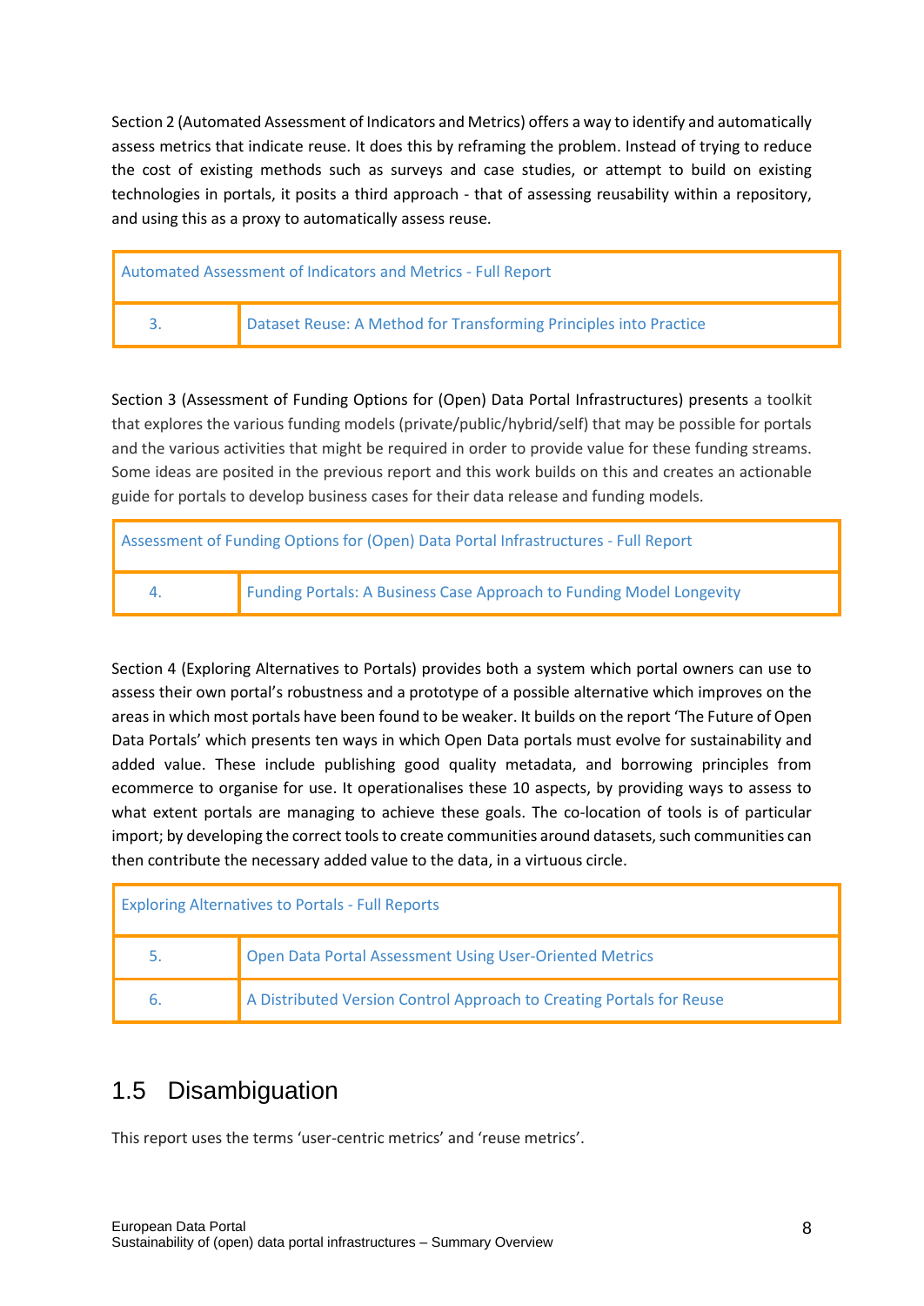Section 2 (Automated Assessment of Indicators and Metrics) offers a way to identify and automatically assess metrics that indicate reuse. It does this by reframing the problem. Instead of trying to reduce the cost of existing methods such as surveys and case studies, or attempt to build on existing technologies in portals, it posits a third approach - that of assessing reusability within a repository, and using this as a proxy to automatically assess reuse.

| Automated Assessment of Indicators and Metrics - Full Report | |
|---|---|
| 3. | Dataset Reuse: A Method for Transforming Principles into Practice |

Section 3 (Assessment of Funding Options for (Open) Data Portal Infrastructures) presents a toolkit that explores the various funding models (private/public/hybrid/self) that may be possible for portals and the various activities that might be required in order to provide value for these funding streams. Some ideas are posited in the previous report and this work builds on this and creates an actionable guide for portals to develop business cases for their data release and funding models.

| Assessment of Funding Options for (Open) Data Portal Infrastructures - Full Report | |
|---|---|
| 4. | Funding Portals: A Business Case Approach to Funding Model Longevity |

Section 4 (Exploring Alternatives to Portals) provides both a system which portal owners can use to assess their own portal's robustness and a prototype of a possible alternative which improves on the areas in which most portals have been found to be weaker. It builds on the report 'The Future of Open Data Portals' which presents ten ways in which Open Data portals must evolve for sustainability and added value. These include publishing good quality metadata, and borrowing principles from ecommerce to organise for use. It operationalises these 10 aspects, by providing ways to assess to what extent portals are managing to achieve these goals. The co-location of tools is of particular import; by developing the correct tools to create communities around datasets, such communities can then contribute the necessary added value to the data, in a virtuous circle.

| Exploring Alternatives to Portals - Full Reports | |
|---|---|
| 5. | Open Data Portal Assessment Using User-Oriented Metrics |
| 6. | A Distributed Version Control Approach to Creating Portals for Reuse |

## 1.5 Disambiguation

This report uses the terms 'user-centric metrics' and 'reuse metrics'.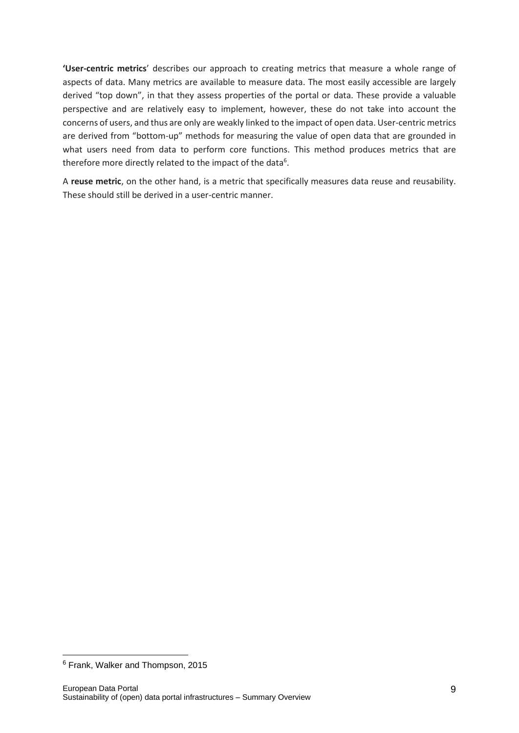**'User-centric metrics**' describes our approach to creating metrics that measure a whole range of aspects of data. Many metrics are available to measure data. The most easily accessible are largely derived "top down", in that they assess properties of the portal or data. These provide a valuable perspective and are relatively easy to implement, however, these do not take into account the concerns of users, and thus are only are weakly linked to the impact of open data. User-centric metrics are derived from "bottom-up" methods for measuring the value of open data that are grounded in what users need from data to perform core functions. This method produces metrics that are therefore more directly related to the impact of the data[6].

A **reuse metric**, on the other hand, is a metric that specifically measures data reuse and reusability. These should still be derived in a user-centric manner.

[6] Frank, Walker and Thompson, 2015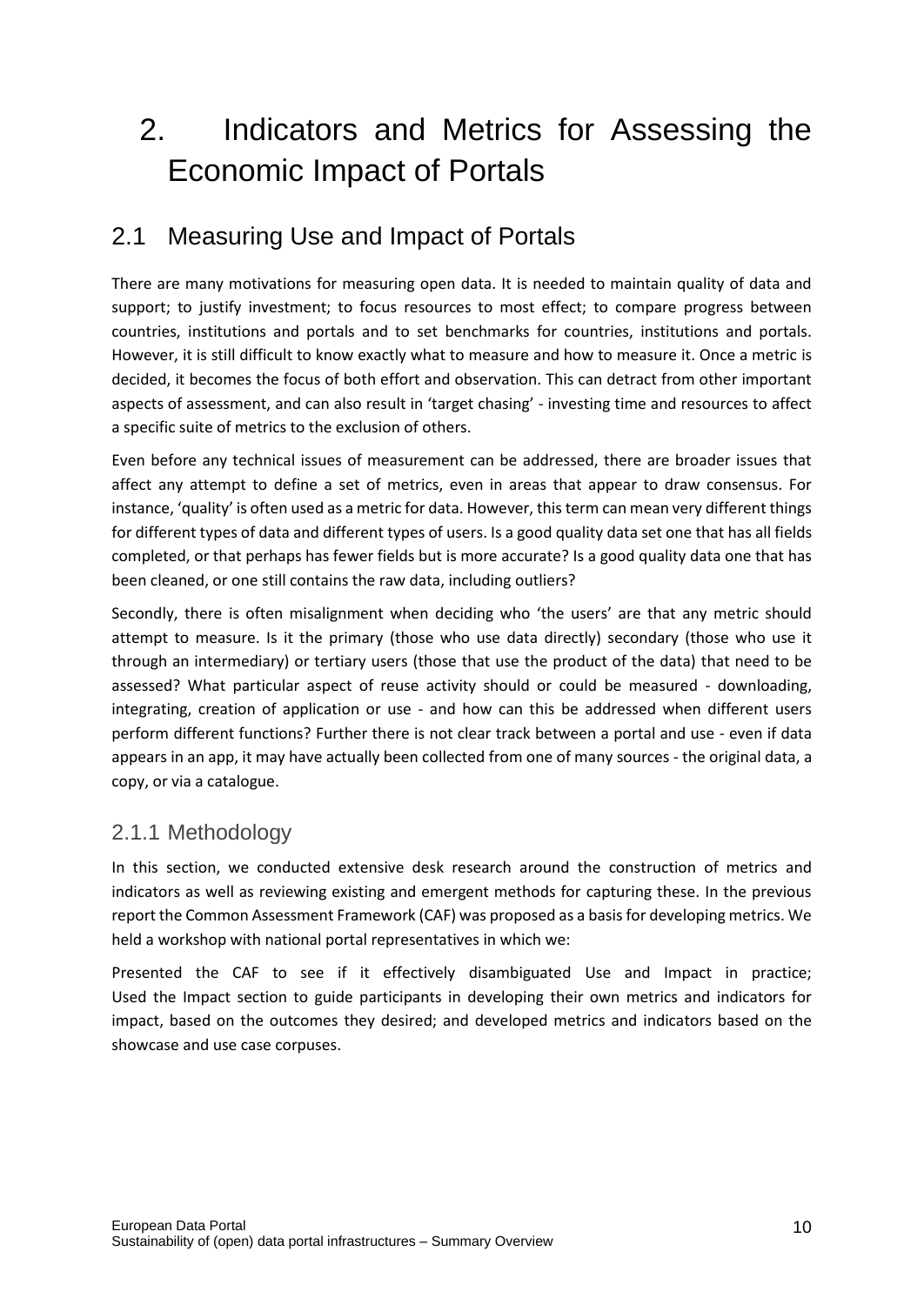# 2. Indicators and Metrics for Assessing the Economic Impact of Portals

## 2.1 Measuring Use and Impact of Portals

There are many motivations for measuring open data. It is needed to maintain quality of data and support; to justify investment; to focus resources to most effect; to compare progress between countries, institutions and portals and to set benchmarks for countries, institutions and portals. However, it is still difficult to know exactly what to measure and how to measure it. Once a metric is decided, it becomes the focus of both effort and observation. This can detract from other important aspects of assessment, and can also result in 'target chasing' - investing time and resources to affect a specific suite of metrics to the exclusion of others.

Even before any technical issues of measurement can be addressed, there are broader issues that affect any attempt to define a set of metrics, even in areas that appear to draw consensus. For instance, 'quality' is often used as a metric for data. However, this term can mean very different things for different types of data and different types of users. Is a good quality data set one that has all fields completed, or that perhaps has fewer fields but is more accurate? Is a good quality data one that has been cleaned, or one still contains the raw data, including outliers?

Secondly, there is often misalignment when deciding who 'the users' are that any metric should attempt to measure. Is it the primary (those who use data directly) secondary (those who use it through an intermediary) or tertiary users (those that use the product of the data) that need to be assessed? What particular aspect of reuse activity should or could be measured - downloading, integrating, creation of application or use - and how can this be addressed when different users perform different functions? Further there is not clear track between a portal and use - even if data appears in an app, it may have actually been collected from one of many sources - the original data, a copy, or via a catalogue.

### 2.1.1 Methodology

In this section, we conducted extensive desk research around the construction of metrics and indicators as well as reviewing existing and emergent methods for capturing these. In the previous report the Common Assessment Framework (CAF) was proposed as a basis for developing metrics. We held a workshop with national portal representatives in which we:

Presented the CAF to see if it effectively disambiguated Use and Impact in practice; Used the Impact section to guide participants in developing their own metrics and indicators for impact, based on the outcomes they desired; and developed metrics and indicators based on the showcase and use case corpuses.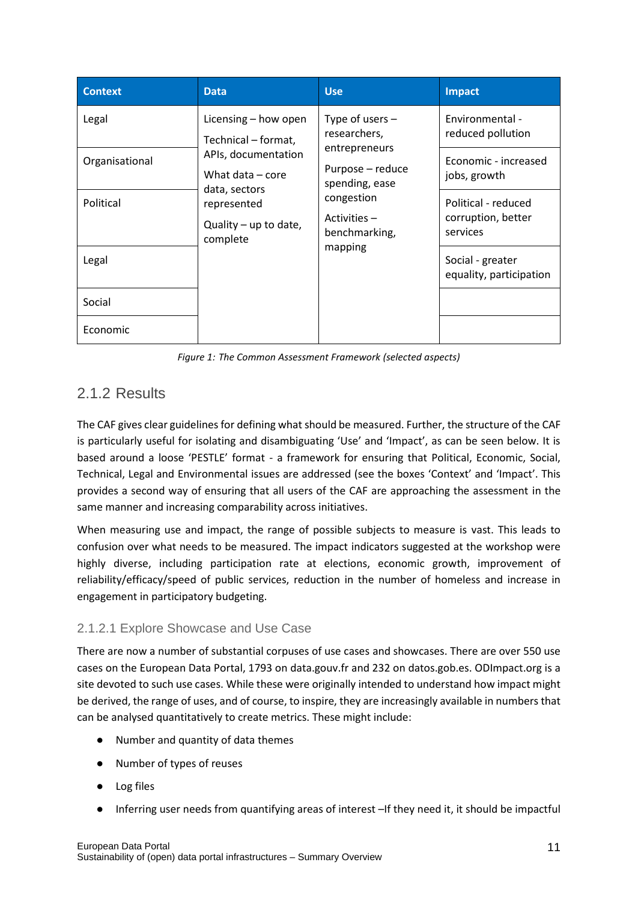| Context | Data | Use | Impact |
| --- | --- | --- | --- |
| Legal | Licensing – how open<br>Technical – format, APIs, documentation<br>What data – core data, sectors represented<br>Quality – up to date, complete | Type of users – researchers, entrepreneurs<br>Purpose – reduce spending, ease congestion<br>Activities – benchmarking, mapping | Environmental - reduced pollution |
| Organisational | | | Economic - increased jobs, growth |
| Political | | | Political - reduced corruption, better services |
| Legal | | | Social - greater equality, participation |
| Social | | | |
| Economic | | | |

*Figure 1: The Common Assessment Framework (selected aspects)*

### 2.1.2 Results

The CAF gives clear guidelines for defining what should be measured. Further, the structure of the CAF is particularly useful for isolating and disambiguating 'Use' and 'Impact', as can be seen below. It is based around a loose 'PESTLE' format - a framework for ensuring that Political, Economic, Social, Technical, Legal and Environmental issues are addressed (see the boxes 'Context' and 'Impact'. This provides a second way of ensuring that all users of the CAF are approaching the assessment in the same manner and increasing comparability across initiatives.

When measuring use and impact, the range of possible subjects to measure is vast. This leads to confusion over what needs to be measured. The impact indicators suggested at the workshop were highly diverse, including participation rate at elections, economic growth, improvement of reliability/efficacy/speed of public services, reduction in the number of homeless and increase in engagement in participatory budgeting.

#### 2.1.2.1 Explore Showcase and Use Case

There are now a number of substantial corpuses of use cases and showcases. There are over 550 use cases on the European Data Portal, 1793 on data.gouv.fr and 232 on datos.gob.es. ODImpact.org is a site devoted to such use cases. While these were originally intended to understand how impact might be derived, the range of uses, and of course, to inspire, they are increasingly available in numbers that can be analysed quantitatively to create metrics. These might include:

- Number and quantity of data themes
- Number of types of reuses
- Log files
- Inferring user needs from quantifying areas of interest –If they need it, it should be impactful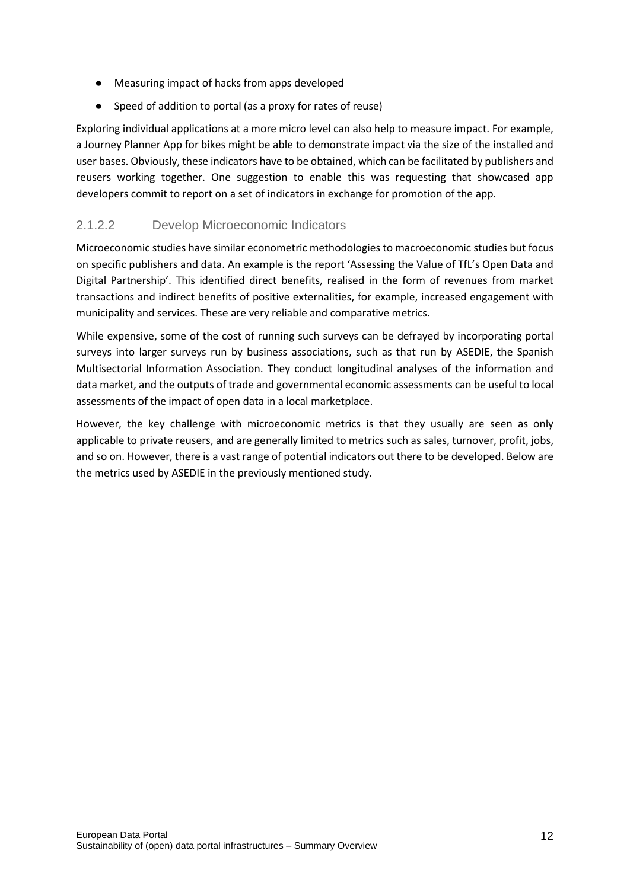- Measuring impact of hacks from apps developed
- Speed of addition to portal (as a proxy for rates of reuse)

Exploring individual applications at a more micro level can also help to measure impact. For example, a Journey Planner App for bikes might be able to demonstrate impact via the size of the installed and user bases. Obviously, these indicators have to be obtained, which can be facilitated by publishers and reusers working together. One suggestion to enable this was requesting that showcased app developers commit to report on a set of indicators in exchange for promotion of the app.

#### 2.1.2.2 Develop Microeconomic Indicators

Microeconomic studies have similar econometric methodologies to macroeconomic studies but focus on specific publishers and data. An example is the report 'Assessing the Value of TfL's Open Data and Digital Partnership'. This identified direct benefits, realised in the form of revenues from market transactions and indirect benefits of positive externalities, for example, increased engagement with municipality and services. These are very reliable and comparative metrics.

While expensive, some of the cost of running such surveys can be defrayed by incorporating portal surveys into larger surveys run by business associations, such as that run by ASEDIE, the Spanish Multisectorial Information Association. They conduct longitudinal analyses of the information and data market, and the outputs of trade and governmental economic assessments can be useful to local assessments of the impact of open data in a local marketplace.

However, the key challenge with microeconomic metrics is that they usually are seen as only applicable to private reusers, and are generally limited to metrics such as sales, turnover, profit, jobs, and so on. However, there is a vast range of potential indicators out there to be developed. Below are the metrics used by ASEDIE in the previously mentioned study.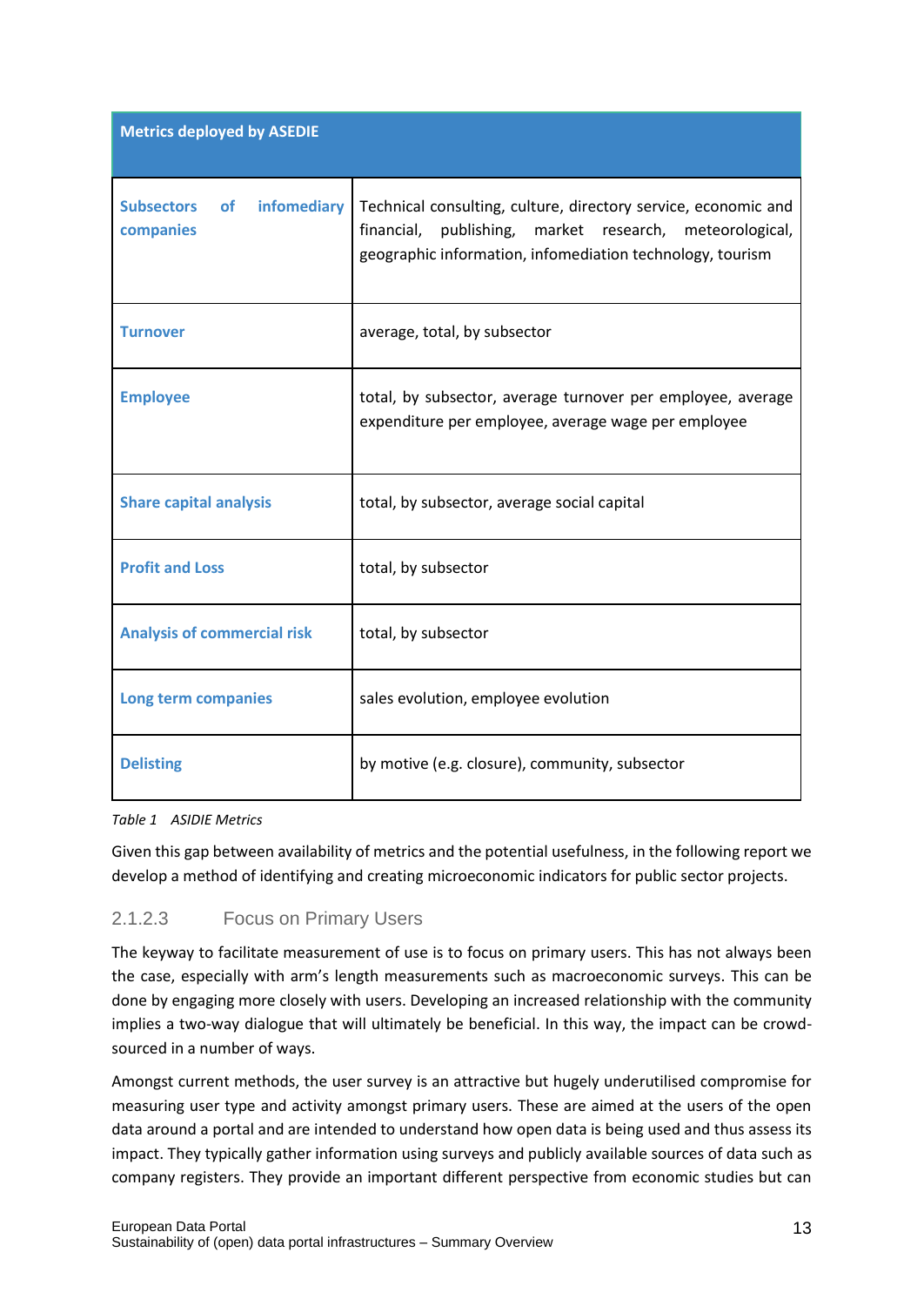| Metrics deployed by ASEDIE | |
|---|---|
| **Subsectors of infomediary companies** | Technical consulting, culture, directory service, economic and financial, publishing, market research, meteorological, geographic information, infomediation technology, tourism |
| **Turnover** | average, total, by subsector |
| **Employee** | total, by subsector, average turnover per employee, average expenditure per employee, average wage per employee |
| **Share capital analysis** | total, by subsector, average social capital |
| **Profit and Loss** | total, by subsector |
| **Analysis of commercial risk** | total, by subsector |
| **Long term companies** | sales evolution, employee evolution |
| **Delisting** | by motive (e.g. closure), community, subsector |

*Table 1 ASIDIE Metrics*

Given this gap between availability of metrics and the potential usefulness, in the following report we develop a method of identifying and creating microeconomic indicators for public sector projects.

#### 2.1.2.3 Focus on Primary Users

The keyway to facilitate measurement of use is to focus on primary users. This has not always been the case, especially with arm's length measurements such as macroeconomic surveys. This can be done by engaging more closely with users. Developing an increased relationship with the community implies a two-way dialogue that will ultimately be beneficial. In this way, the impact can be crowd-sourced in a number of ways.

Amongst current methods, the user survey is an attractive but hugely underutilised compromise for measuring user type and activity amongst primary users. These are aimed at the users of the open data around a portal and are intended to understand how open data is being used and thus assess its impact. They typically gather information using surveys and publicly available sources of data such as company registers. They provide an important different perspective from economic studies but can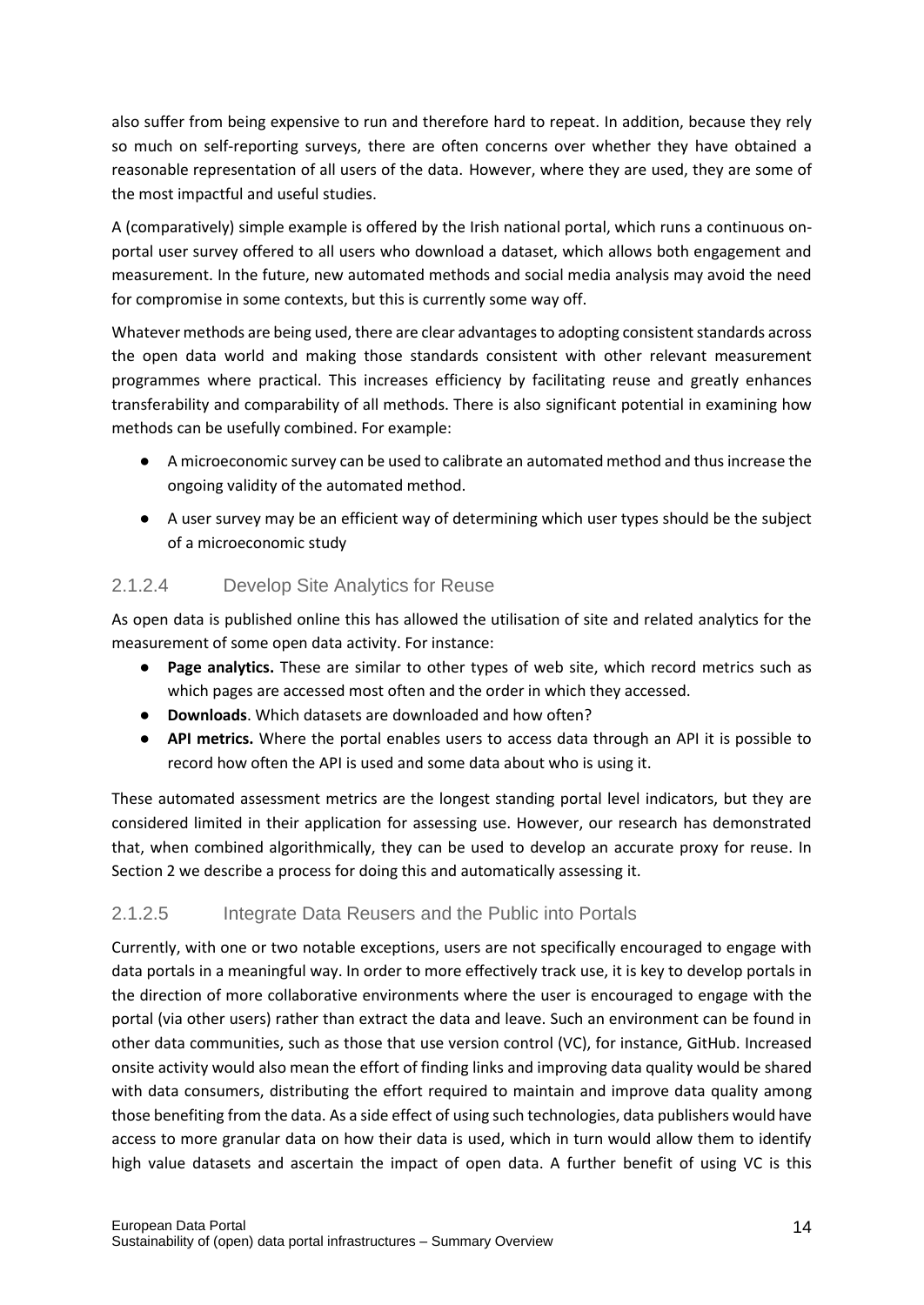also suffer from being expensive to run and therefore hard to repeat. In addition, because they rely so much on self-reporting surveys, there are often concerns over whether they have obtained a reasonable representation of all users of the data. However, where they are used, they are some of the most impactful and useful studies.

A (comparatively) simple example is offered by the Irish national portal, which runs a continuous on-portal user survey offered to all users who download a dataset, which allows both engagement and measurement. In the future, new automated methods and social media analysis may avoid the need for compromise in some contexts, but this is currently some way off.

Whatever methods are being used, there are clear advantages to adopting consistent standards across the open data world and making those standards consistent with other relevant measurement programmes where practical. This increases efficiency by facilitating reuse and greatly enhances transferability and comparability of all methods. There is also significant potential in examining how methods can be usefully combined. For example:

- A microeconomic survey can be used to calibrate an automated method and thus increase the ongoing validity of the automated method.
- A user survey may be an efficient way of determining which user types should be the subject of a microeconomic study

#### 2.1.2.4 Develop Site Analytics for Reuse

As open data is published online this has allowed the utilisation of site and related analytics for the measurement of some open data activity. For instance:

- **Page analytics.** These are similar to other types of web site, which record metrics such as which pages are accessed most often and the order in which they accessed.
- **Downloads**. Which datasets are downloaded and how often?
- **API metrics.** Where the portal enables users to access data through an API it is possible to record how often the API is used and some data about who is using it.

These automated assessment metrics are the longest standing portal level indicators, but they are considered limited in their application for assessing use. However, our research has demonstrated that, when combined algorithmically, they can be used to develop an accurate proxy for reuse. In Section 2 we describe a process for doing this and automatically assessing it.

#### 2.1.2.5 Integrate Data Reusers and the Public into Portals

Currently, with one or two notable exceptions, users are not specifically encouraged to engage with data portals in a meaningful way. In order to more effectively track use, it is key to develop portals in the direction of more collaborative environments where the user is encouraged to engage with the portal (via other users) rather than extract the data and leave. Such an environment can be found in other data communities, such as those that use version control (VC), for instance, GitHub. Increased onsite activity would also mean the effort of finding links and improving data quality would be shared with data consumers, distributing the effort required to maintain and improve data quality among those benefiting from the data. As a side effect of using such technologies, data publishers would have access to more granular data on how their data is used, which in turn would allow them to identify high value datasets and ascertain the impact of open data. A further benefit of using VC is this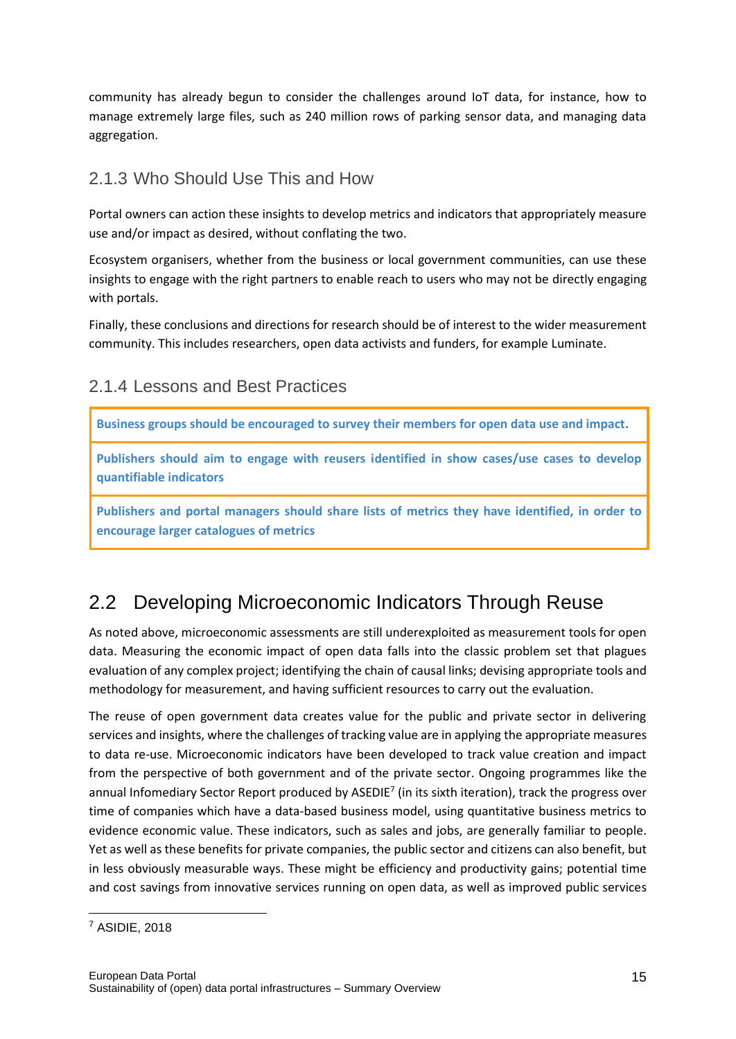community has already begun to consider the challenges around IoT data, for instance, how to manage extremely large files, such as 240 million rows of parking sensor data, and managing data aggregation.

### 2.1.3 Who Should Use This and How

Portal owners can action these insights to develop metrics and indicators that appropriately measure use and/or impact as desired, without conflating the two.

Ecosystem organisers, whether from the business or local government communities, can use these insights to engage with the right partners to enable reach to users who may not be directly engaging with portals.

Finally, these conclusions and directions for research should be of interest to the wider measurement community. This includes researchers, open data activists and funders, for example Luminate.

### 2.1.4 Lessons and Best Practices

| **Business groups should be encouraged to survey their members for open data use and impact.** |
| --- |
| **Publishers should aim to engage with reusers identified in show cases/use cases to develop quantifiable indicators** |
| **Publishers and portal managers should share lists of metrics they have identified, in order to encourage larger catalogues of metrics** |

## 2.2 Developing Microeconomic Indicators Through Reuse

As noted above, microeconomic assessments are still underexploited as measurement tools for open data. Measuring the economic impact of open data falls into the classic problem set that plagues evaluation of any complex project; identifying the chain of causal links; devising appropriate tools and methodology for measurement, and having sufficient resources to carry out the evaluation.

The reuse of open government data creates value for the public and private sector in delivering services and insights, where the challenges of tracking value are in applying the appropriate measures to data re-use. Microeconomic indicators have been developed to track value creation and impact from the perspective of both government and of the private sector. Ongoing programmes like the annual Infomediary Sector Report produced by ASEDIE[7] (in its sixth iteration), track the progress over time of companies which have a data-based business model, using quantitative business metrics to evidence economic value. These indicators, such as sales and jobs, are generally familiar to people. Yet as well as these benefits for private companies, the public sector and citizens can also benefit, but in less obviously measurable ways. These might be efficiency and productivity gains; potential time and cost savings from innovative services running on open data, as well as improved public services

[7] ASIDIE, 2018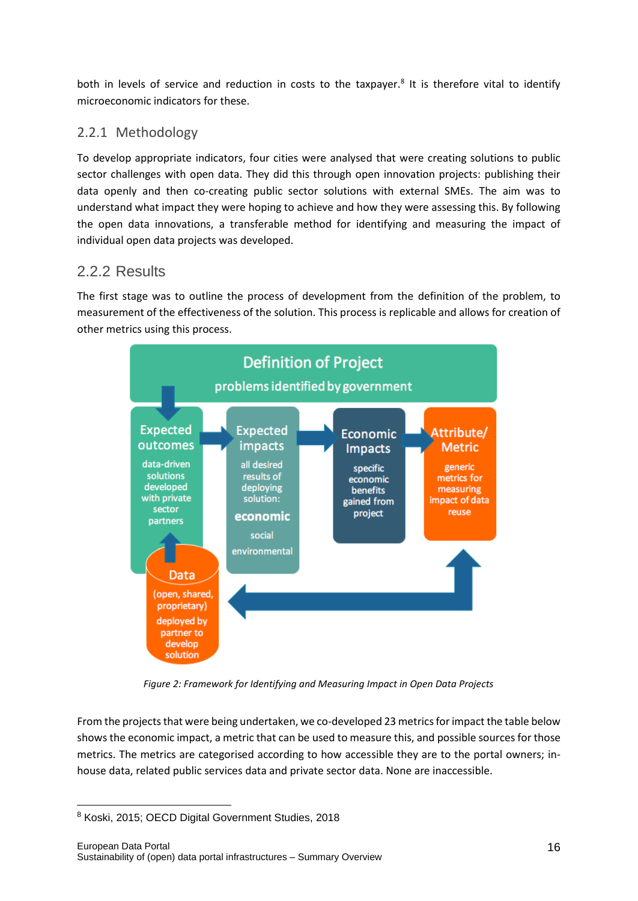both in levels of service and reduction in costs to the taxpayer.[8] It is therefore vital to identify microeconomic indicators for these.

### 2.2.1 Methodology

To develop appropriate indicators, four cities were analysed that were creating solutions to public sector challenges with open data. They did this through open innovation projects: publishing their data openly and then co-creating public sector solutions with external SMEs. The aim was to understand what impact they were hoping to achieve and how they were assessing this. By following the open data innovations, a transferable method for identifying and measuring the impact of individual open data projects was developed.

### 2.2.2 Results

The first stage was to outline the process of development from the definition of the problem, to measurement of the effectiveness of the solution. This process is replicable and allows for creation of other metrics using this process.

Definition of Project
problems identified by government

Expected outcomes
data-driven solutions developed with private sector partners

Expected impacts
all desired results of deploying solution:
**economic**
social
environmental

Economic Impacts
specific economic benefits gained from project

Attribute/ Metric
generic metrics for measuring impact of data reuse

Data
(open, shared, proprietary)
deployed by partner to develop solution

*Figure 2: Framework for Identifying and Measuring Impact in Open Data Projects*

From the projects that were being undertaken, we co-developed 23 metrics for impact the table below shows the economic impact, a metric that can be used to measure this, and possible sources for those metrics. The metrics are categorised according to how accessible they are to the portal owners; in-house data, related public services data and private sector data. None are inaccessible.

[8] Koski, 2015; OECD Digital Government Studies, 2018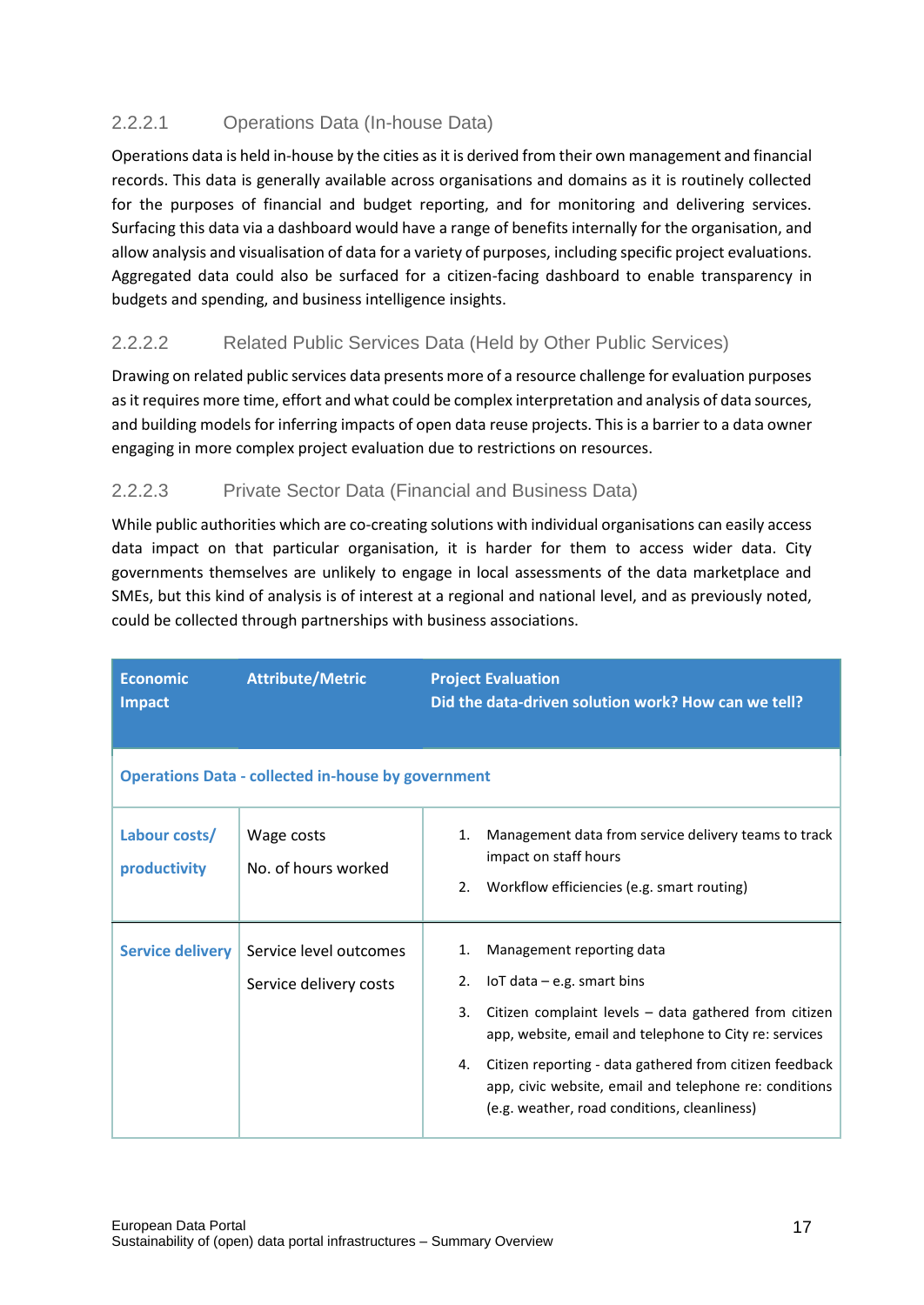#### 2.2.2.1 Operations Data (In-house Data)

Operations data is held in-house by the cities as it is derived from their own management and financial records. This data is generally available across organisations and domains as it is routinely collected for the purposes of financial and budget reporting, and for monitoring and delivering services. Surfacing this data via a dashboard would have a range of benefits internally for the organisation, and allow analysis and visualisation of data for a variety of purposes, including specific project evaluations. Aggregated data could also be surfaced for a citizen-facing dashboard to enable transparency in budgets and spending, and business intelligence insights.

#### 2.2.2.2 Related Public Services Data (Held by Other Public Services)

Drawing on related public services data presents more of a resource challenge for evaluation purposes as it requires more time, effort and what could be complex interpretation and analysis of data sources, and building models for inferring impacts of open data reuse projects. This is a barrier to a data owner engaging in more complex project evaluation due to restrictions on resources.

#### 2.2.2.3 Private Sector Data (Financial and Business Data)

While public authorities which are co-creating solutions with individual organisations can easily access data impact on that particular organisation, it is harder for them to access wider data. City governments themselves are unlikely to engage in local assessments of the data marketplace and SMEs, but this kind of analysis is of interest at a regional and national level, and as previously noted, could be collected through partnerships with business associations.

| Economic Impact | Attribute/Metric | Project Evaluation<br>Did the data-driven solution work? How can we tell? |
|---|---|---|
| **Operations Data - collected in-house by government** | | |
| **Labour costs/ productivity** | Wage costs<br>No. of hours worked | 1. Management data from service delivery teams to track impact on staff hours<br>2. Workflow efficiencies (e.g. smart routing) |
| **Service delivery** | Service level outcomes<br>Service delivery costs | 1. Management reporting data<br>2. IoT data – e.g. smart bins<br>3. Citizen complaint levels – data gathered from citizen app, website, email and telephone to City re: services<br>4. Citizen reporting - data gathered from citizen feedback app, civic website, email and telephone re: conditions (e.g. weather, road conditions, cleanliness) |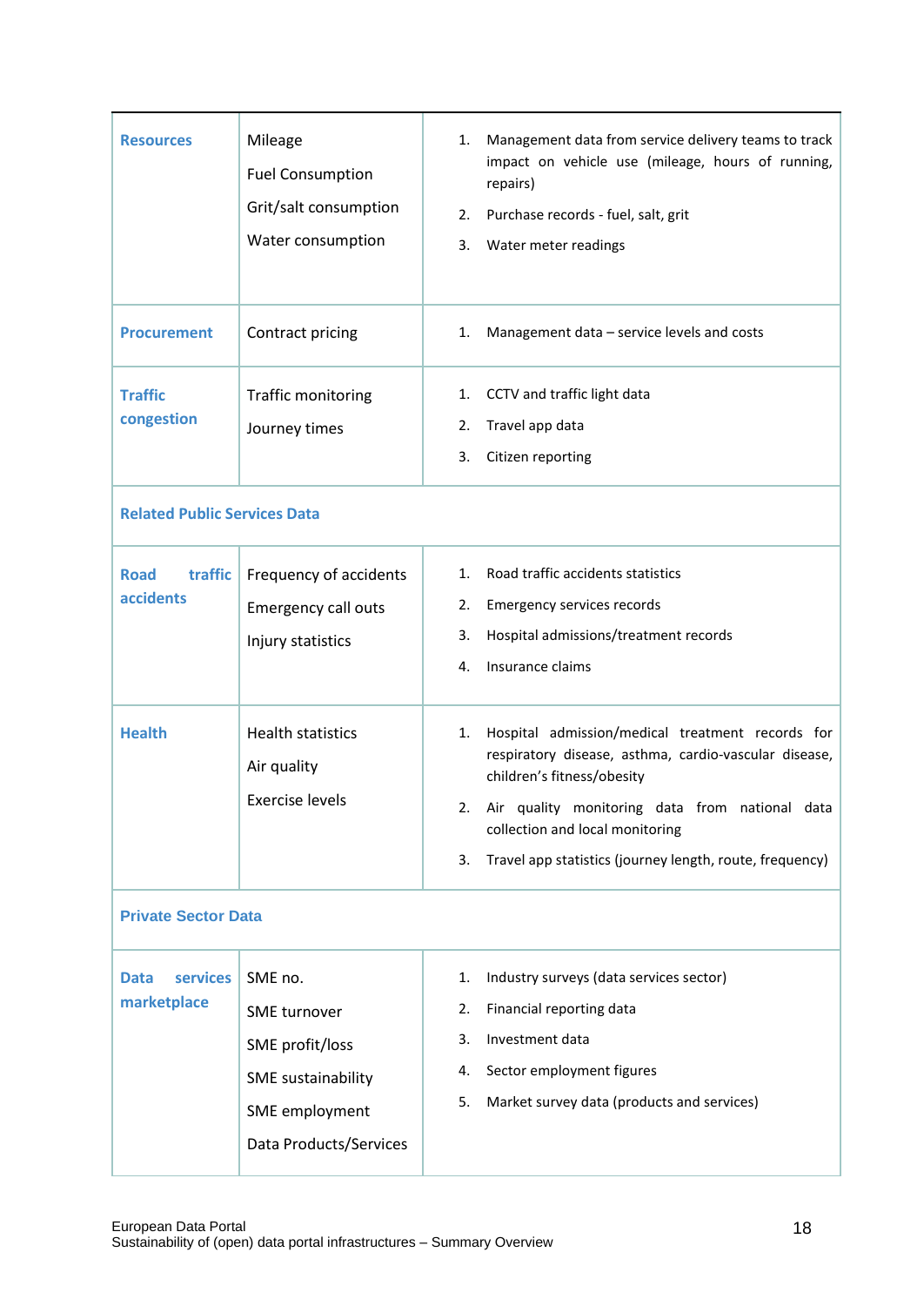| | | |
|---|---|---|
| **Resources** | Mileage<br>Fuel Consumption<br>Grit/salt consumption<br>Water consumption | 1. Management data from service delivery teams to track impact on vehicle use (mileage, hours of running, repairs)<br>2. Purchase records - fuel, salt, grit<br>3. Water meter readings |
| **Procurement** | Contract pricing | 1. Management data – service levels and costs |
| **Traffic congestion** | Traffic monitoring<br>Journey times | 1. CCTV and traffic light data<br>2. Travel app data<br>3. Citizen reporting |
| **Related Public Services Data** | | |
| **Road traffic accidents** | Frequency of accidents<br>Emergency call outs<br>Injury statistics | 1. Road traffic accidents statistics<br>2. Emergency services records<br>3. Hospital admissions/treatment records<br>4. Insurance claims |
| **Health** | Health statistics<br>Air quality<br>Exercise levels | 1. Hospital admission/medical treatment records for respiratory disease, asthma, cardio-vascular disease, children's fitness/obesity<br>2. Air quality monitoring data from national data collection and local monitoring<br>3. Travel app statistics (journey length, route, frequency) |
| **Private Sector Data** | | |
| **Data services marketplace** | SME no.<br>SME turnover<br>SME profit/loss<br>SME sustainability<br>SME employment<br>Data Products/Services | 1. Industry surveys (data services sector)<br>2. Financial reporting data<br>3. Investment data<br>4. Sector employment figures<br>5. Market survey data (products and services) |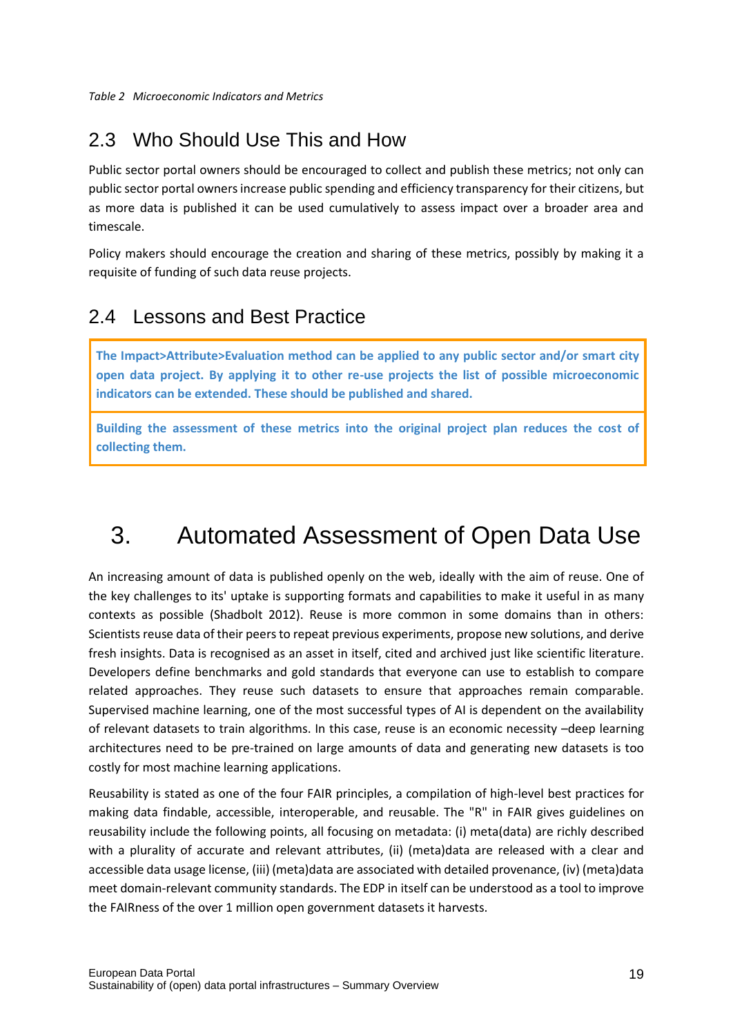*Table 2 Microeconomic Indicators and Metrics*

## 2.3 Who Should Use This and How

Public sector portal owners should be encouraged to collect and publish these metrics; not only can public sector portal owners increase public spending and efficiency transparency for their citizens, but as more data is published it can be used cumulatively to assess impact over a broader area and timescale.

Policy makers should encourage the creation and sharing of these metrics, possibly by making it a requisite of funding of such data reuse projects.

## 2.4 Lessons and Best Practice

**The Impact>Attribute>Evaluation method can be applied to any public sector and/or smart city open data project. By applying it to other re-use projects the list of possible microeconomic indicators can be extended. These should be published and shared.**

**Building the assessment of these metrics into the original project plan reduces the cost of collecting them.**

# 3. Automated Assessment of Open Data Use

An increasing amount of data is published openly on the web, ideally with the aim of reuse. One of the key challenges to its' uptake is supporting formats and capabilities to make it useful in as many contexts as possible (Shadbolt 2012). Reuse is more common in some domains than in others: Scientists reuse data of their peers to repeat previous experiments, propose new solutions, and derive fresh insights. Data is recognised as an asset in itself, cited and archived just like scientific literature. Developers define benchmarks and gold standards that everyone can use to establish to compare related approaches. They reuse such datasets to ensure that approaches remain comparable. Supervised machine learning, one of the most successful types of AI is dependent on the availability of relevant datasets to train algorithms. In this case, reuse is an economic necessity –deep learning architectures need to be pre-trained on large amounts of data and generating new datasets is too costly for most machine learning applications.

Reusability is stated as one of the four FAIR principles, a compilation of high-level best practices for making data findable, accessible, interoperable, and reusable. The "R" in FAIR gives guidelines on reusability include the following points, all focusing on metadata: (i) meta(data) are richly described with a plurality of accurate and relevant attributes, (ii) (meta)data are released with a clear and accessible data usage license, (iii) (meta)data are associated with detailed provenance, (iv) (meta)data meet domain-relevant community standards. The EDP in itself can be understood as a tool to improve the FAIRness of the over 1 million open government datasets it harvests.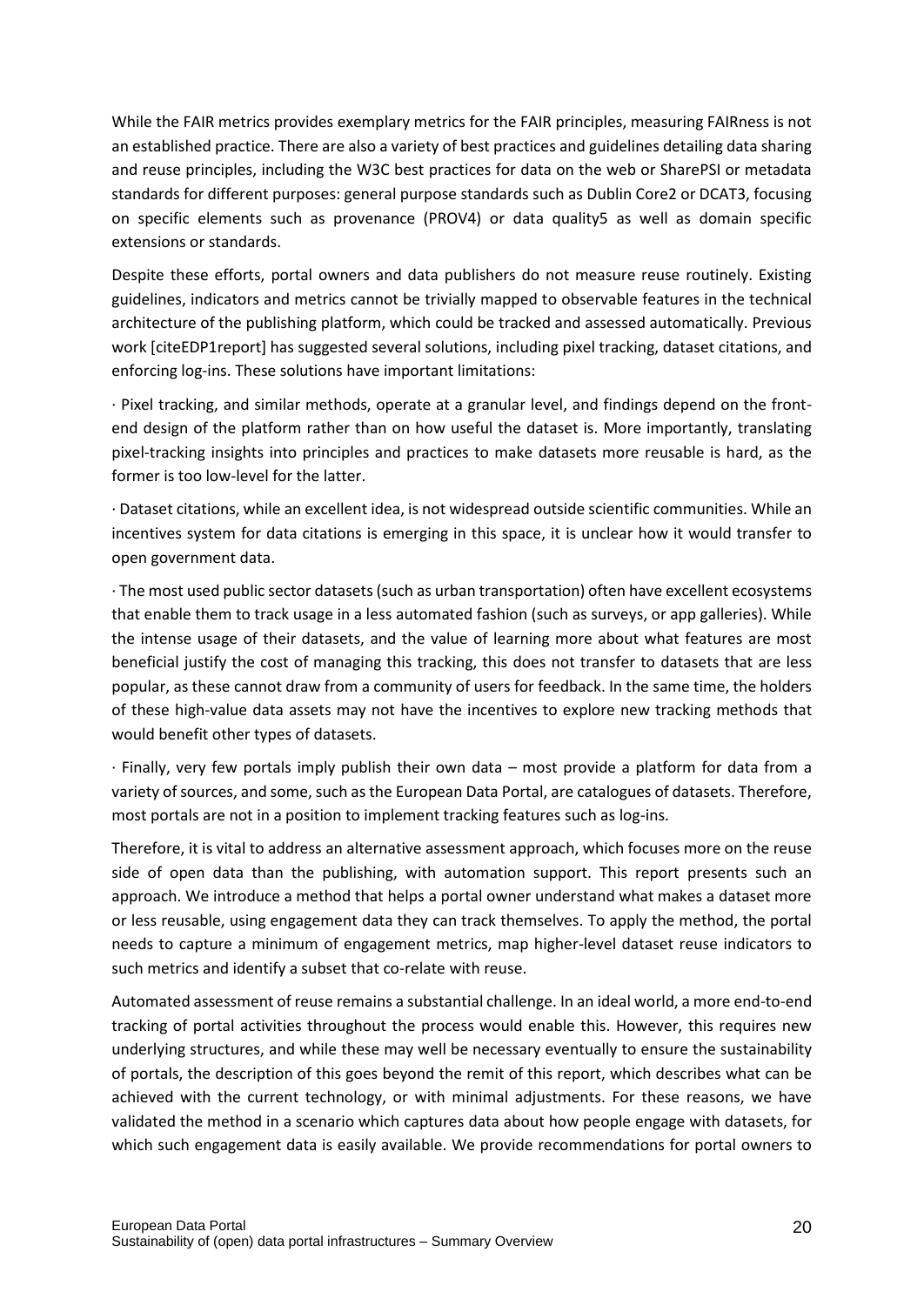While the FAIR metrics provides exemplary metrics for the FAIR principles, measuring FAIRness is not an established practice. There are also a variety of best practices and guidelines detailing data sharing and reuse principles, including the W3C best practices for data on the web or SharePSI or metadata standards for different purposes: general purpose standards such as Dublin Core2 or DCAT3, focusing on specific elements such as provenance (PROV4) or data quality5 as well as domain specific extensions or standards.

Despite these efforts, portal owners and data publishers do not measure reuse routinely. Existing guidelines, indicators and metrics cannot be trivially mapped to observable features in the technical architecture of the publishing platform, which could be tracked and assessed automatically. Previous work [citeEDP1report] has suggested several solutions, including pixel tracking, dataset citations, and enforcing log-ins. These solutions have important limitations:

· Pixel tracking, and similar methods, operate at a granular level, and findings depend on the front-end design of the platform rather than on how useful the dataset is. More importantly, translating pixel-tracking insights into principles and practices to make datasets more reusable is hard, as the former is too low-level for the latter.

· Dataset citations, while an excellent idea, is not widespread outside scientific communities. While an incentives system for data citations is emerging in this space, it is unclear how it would transfer to open government data.

· The most used public sector datasets (such as urban transportation) often have excellent ecosystems that enable them to track usage in a less automated fashion (such as surveys, or app galleries). While the intense usage of their datasets, and the value of learning more about what features are most beneficial justify the cost of managing this tracking, this does not transfer to datasets that are less popular, as these cannot draw from a community of users for feedback. In the same time, the holders of these high-value data assets may not have the incentives to explore new tracking methods that would benefit other types of datasets.

· Finally, very few portals imply publish their own data – most provide a platform for data from a variety of sources, and some, such as the European Data Portal, are catalogues of datasets. Therefore, most portals are not in a position to implement tracking features such as log-ins.

Therefore, it is vital to address an alternative assessment approach, which focuses more on the reuse side of open data than the publishing, with automation support. This report presents such an approach. We introduce a method that helps a portal owner understand what makes a dataset more or less reusable, using engagement data they can track themselves. To apply the method, the portal needs to capture a minimum of engagement metrics, map higher-level dataset reuse indicators to such metrics and identify a subset that co-relate with reuse.

Automated assessment of reuse remains a substantial challenge. In an ideal world, a more end-to-end tracking of portal activities throughout the process would enable this. However, this requires new underlying structures, and while these may well be necessary eventually to ensure the sustainability of portals, the description of this goes beyond the remit of this report, which describes what can be achieved with the current technology, or with minimal adjustments. For these reasons, we have validated the method in a scenario which captures data about how people engage with datasets, for which such engagement data is easily available. We provide recommendations for portal owners to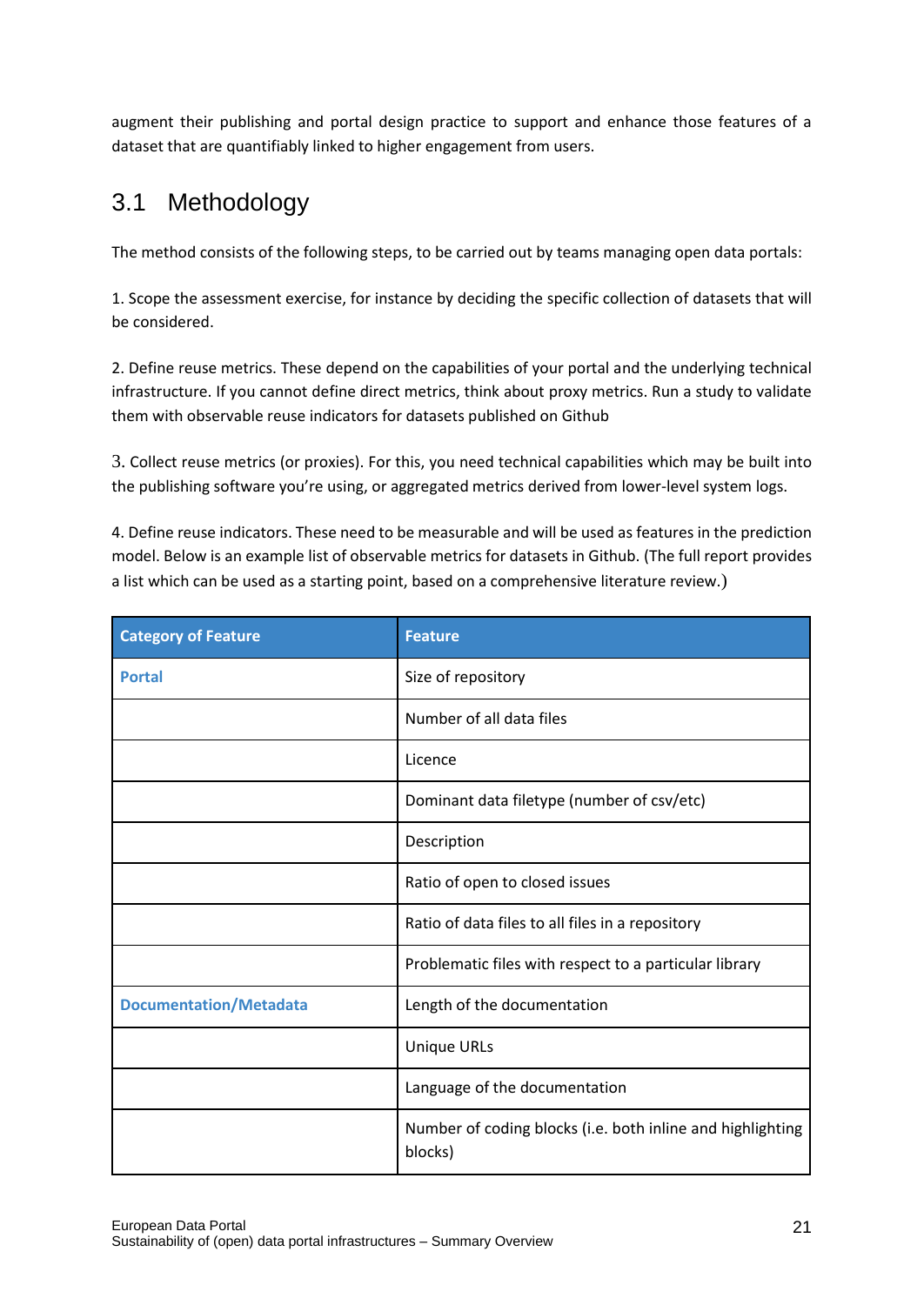augment their publishing and portal design practice to support and enhance those features of a dataset that are quantifiably linked to higher engagement from users.

## 3.1 Methodology

The method consists of the following steps, to be carried out by teams managing open data portals:

1. Scope the assessment exercise, for instance by deciding the specific collection of datasets that will be considered.

2. Define reuse metrics. These depend on the capabilities of your portal and the underlying technical infrastructure. If you cannot define direct metrics, think about proxy metrics. Run a study to validate them with observable reuse indicators for datasets published on Github

3. Collect reuse metrics (or proxies). For this, you need technical capabilities which may be built into the publishing software you're using, or aggregated metrics derived from lower-level system logs.

4. Define reuse indicators. These need to be measurable and will be used as features in the prediction model. Below is an example list of observable metrics for datasets in Github. (The full report provides a list which can be used as a starting point, based on a comprehensive literature review.)

| Category of Feature | Feature |
|---|---|
| **Portal** | Size of repository |
| | Number of all data files |
| | Licence |
| | Dominant data filetype (number of csv/etc) |
| | Description |
| | Ratio of open to closed issues |
| | Ratio of data files to all files in a repository |
| | Problematic files with respect to a particular library |
| **Documentation/Metadata** | Length of the documentation |
| | Unique URLs |
| | Language of the documentation |
| | Number of coding blocks (i.e. both inline and highlighting blocks) |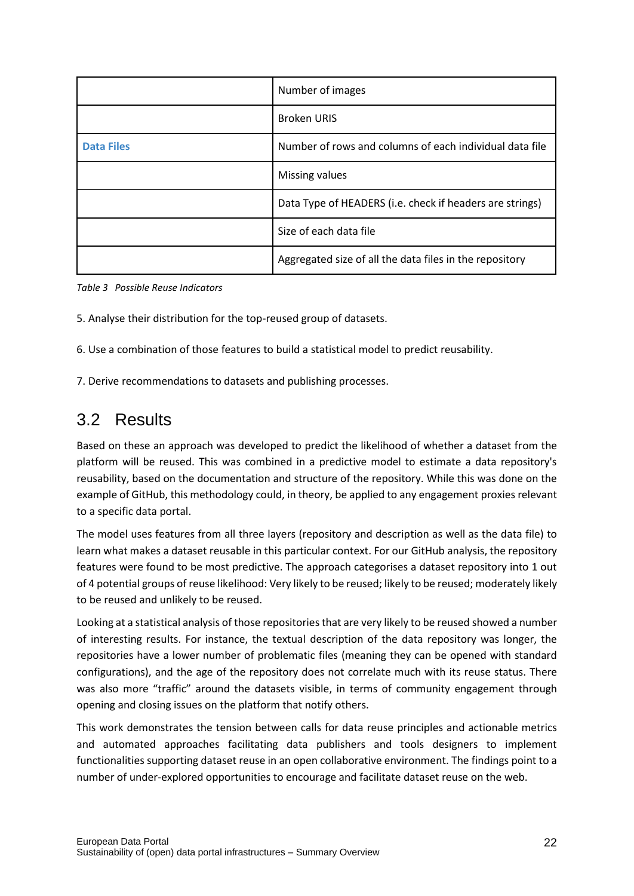| | |
|---|---|
| | Number of images |
| | Broken URIS |
| **Data Files** | Number of rows and columns of each individual data file |
| | Missing values |
| | Data Type of HEADERS (i.e. check if headers are strings) |
| | Size of each data file |
| | Aggregated size of all the data files in the repository |

*Table 3 Possible Reuse Indicators*

5. Analyse their distribution for the top-reused group of datasets.

6. Use a combination of those features to build a statistical model to predict reusability.

7. Derive recommendations to datasets and publishing processes.

## 3.2 Results

Based on these an approach was developed to predict the likelihood of whether a dataset from the platform will be reused. This was combined in a predictive model to estimate a data repository's reusability, based on the documentation and structure of the repository. While this was done on the example of GitHub, this methodology could, in theory, be applied to any engagement proxies relevant to a specific data portal.

The model uses features from all three layers (repository and description as well as the data file) to learn what makes a dataset reusable in this particular context. For our GitHub analysis, the repository features were found to be most predictive. The approach categorises a dataset repository into 1 out of 4 potential groups of reuse likelihood: Very likely to be reused; likely to be reused; moderately likely to be reused and unlikely to be reused.

Looking at a statistical analysis of those repositories that are very likely to be reused showed a number of interesting results. For instance, the textual description of the data repository was longer, the repositories have a lower number of problematic files (meaning they can be opened with standard configurations), and the age of the repository does not correlate much with its reuse status. There was also more "traffic" around the datasets visible, in terms of community engagement through opening and closing issues on the platform that notify others.

This work demonstrates the tension between calls for data reuse principles and actionable metrics and automated approaches facilitating data publishers and tools designers to implement functionalities supporting dataset reuse in an open collaborative environment. The findings point to a number of under-explored opportunities to encourage and facilitate dataset reuse on the web.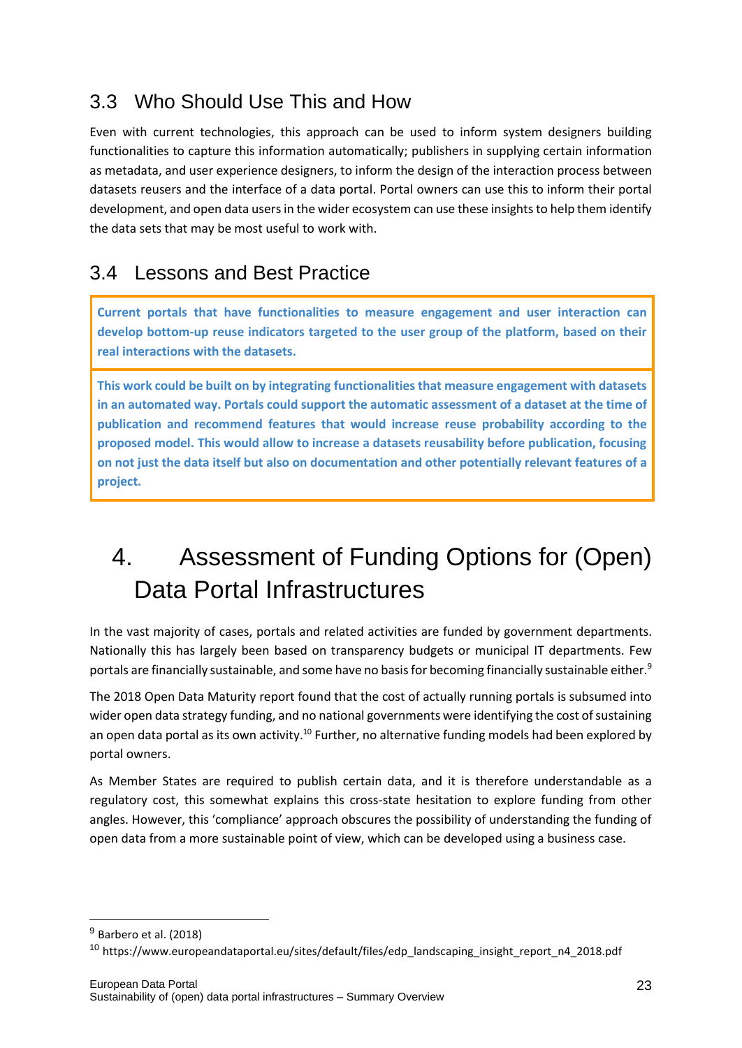## 3.3 Who Should Use This and How

Even with current technologies, this approach can be used to inform system designers building functionalities to capture this information automatically; publishers in supplying certain information as metadata, and user experience designers, to inform the design of the interaction process between datasets reusers and the interface of a data portal. Portal owners can use this to inform their portal development, and open data users in the wider ecosystem can use these insights to help them identify the data sets that may be most useful to work with.

## 3.4 Lessons and Best Practice

**Current portals that have functionalities to measure engagement and user interaction can develop bottom-up reuse indicators targeted to the user group of the platform, based on their real interactions with the datasets.**

**This work could be built on by integrating functionalities that measure engagement with datasets in an automated way. Portals could support the automatic assessment of a dataset at the time of publication and recommend features that would increase reuse probability according to the proposed model. This would allow to increase a datasets reusability before publication, focusing on not just the data itself but also on documentation and other potentially relevant features of a project.**

# 4. Assessment of Funding Options for (Open) Data Portal Infrastructures

In the vast majority of cases, portals and related activities are funded by government departments. Nationally this has largely been based on transparency budgets or municipal IT departments. Few portals are financially sustainable, and some have no basis for becoming financially sustainable either.[9]

The 2018 Open Data Maturity report found that the cost of actually running portals is subsumed into wider open data strategy funding, and no national governments were identifying the cost of sustaining an open data portal as its own activity.[10] Further, no alternative funding models had been explored by portal owners.

As Member States are required to publish certain data, and it is therefore understandable as a regulatory cost, this somewhat explains this cross-state hesitation to explore funding from other angles. However, this 'compliance' approach obscures the possibility of understanding the funding of open data from a more sustainable point of view, which can be developed using a business case.

[9] Barbero et al. (2018)

[10] https://www.europeandataportal.eu/sites/default/files/edp_landscaping_insight_report_n4_2018.pdf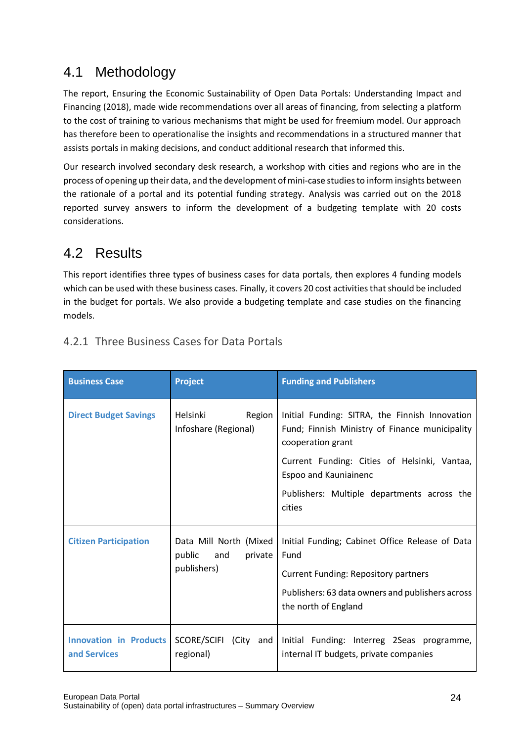## 4.1 Methodology

The report, Ensuring the Economic Sustainability of Open Data Portals: Understanding Impact and Financing (2018), made wide recommendations over all areas of financing, from selecting a platform to the cost of training to various mechanisms that might be used for freemium model. Our approach has therefore been to operationalise the insights and recommendations in a structured manner that assists portals in making decisions, and conduct additional research that informed this.

Our research involved secondary desk research, a workshop with cities and regions who are in the process of opening up their data, and the development of mini-case studies to inform insights between the rationale of a portal and its potential funding strategy. Analysis was carried out on the 2018 reported survey answers to inform the development of a budgeting template with 20 costs considerations.

## 4.2 Results

This report identifies three types of business cases for data portals, then explores 4 funding models which can be used with these business cases. Finally, it covers 20 cost activities that should be included in the budget for portals. We also provide a budgeting template and case studies on the financing models.

### 4.2.1 Three Business Cases for Data Portals

| Business Case | Project | Funding and Publishers |
|---|---|---|
| **Direct Budget Savings** | Helsinki Region Infoshare (Regional) | Initial Funding: SITRA, the Finnish Innovation Fund; Finnish Ministry of Finance municipality cooperation grant<br><br>Current Funding: Cities of Helsinki, Vantaa, Espoo and Kauniainenc<br><br>Publishers: Multiple departments across the cities |
| **Citizen Participation** | Data Mill North (Mixed public and private publishers) | Initial Funding; Cabinet Office Release of Data Fund<br><br>Current Funding: Repository partners<br><br>Publishers: 63 data owners and publishers across the north of England |
| **Innovation in Products and Services** | SCORE/SCIFI (City and regional) | Initial Funding: Interreg 2Seas programme, internal IT budgets, private companies |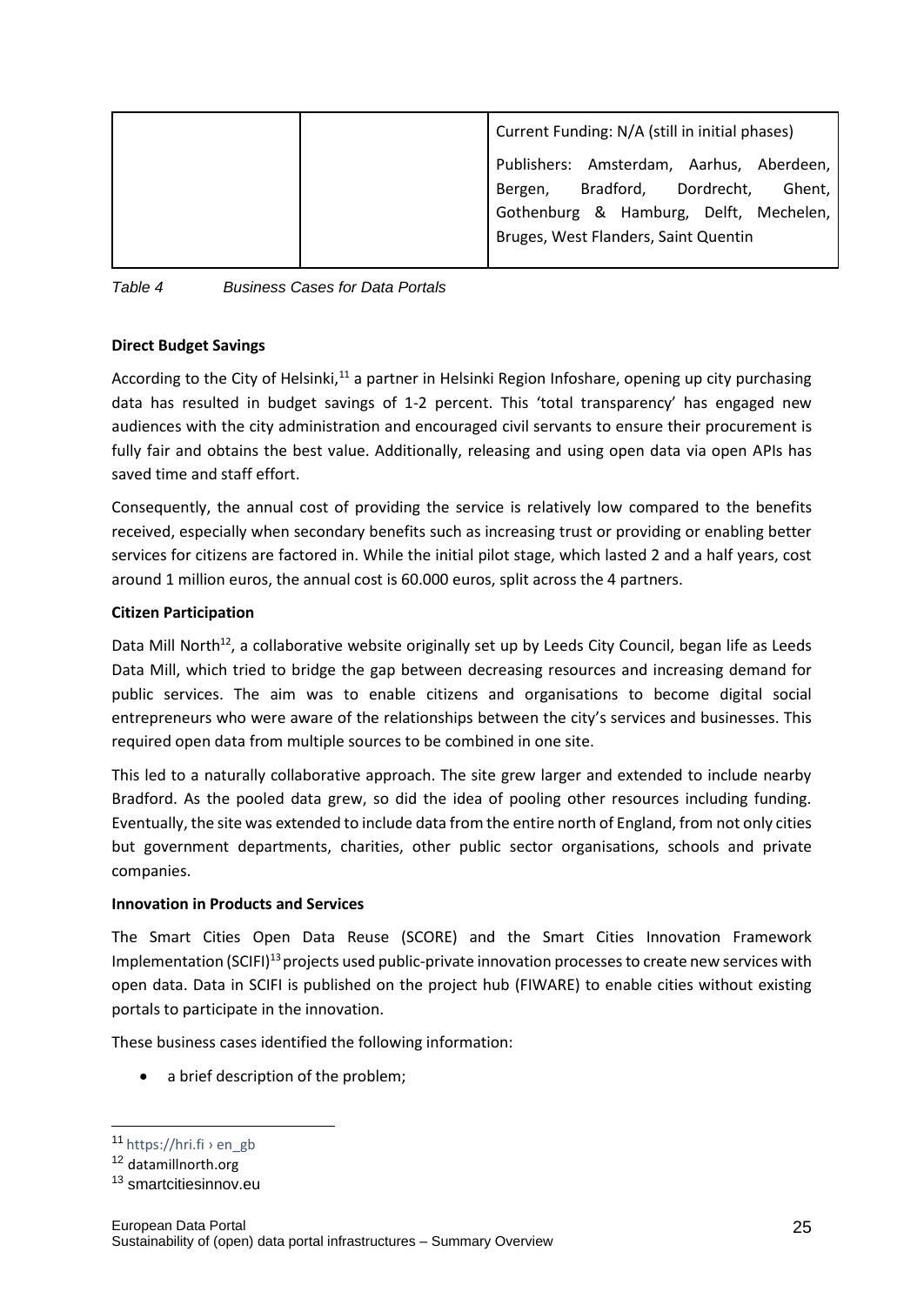| | | Current Funding: N/A (still in initial phases)<br><br>Publishers: Amsterdam, Aarhus, Aberdeen, Bergen, Bradford, Dordrecht, Ghent, Gothenburg & Hamburg, Delft, Mechelen, Bruges, West Flanders, Saint Quentin |
|---|---|---|

*Table 4 Business Cases for Data Portals*

**Direct Budget Savings**

According to the City of Helsinki,[11] a partner in Helsinki Region Infoshare, opening up city purchasing data has resulted in budget savings of 1-2 percent. This 'total transparency' has engaged new audiences with the city administration and encouraged civil servants to ensure their procurement is fully fair and obtains the best value. Additionally, releasing and using open data via open APIs has saved time and staff effort.

Consequently, the annual cost of providing the service is relatively low compared to the benefits received, especially when secondary benefits such as increasing trust or providing or enabling better services for citizens are factored in. While the initial pilot stage, which lasted 2 and a half years, cost around 1 million euros, the annual cost is 60.000 euros, split across the 4 partners.

**Citizen Participation**

Data Mill North[12], a collaborative website originally set up by Leeds City Council, began life as Leeds Data Mill, which tried to bridge the gap between decreasing resources and increasing demand for public services. The aim was to enable citizens and organisations to become digital social entrepreneurs who were aware of the relationships between the city's services and businesses. This required open data from multiple sources to be combined in one site.

This led to a naturally collaborative approach. The site grew larger and extended to include nearby Bradford. As the pooled data grew, so did the idea of pooling other resources including funding. Eventually, the site was extended to include data from the entire north of England, from not only cities but government departments, charities, other public sector organisations, schools and private companies.

**Innovation in Products and Services**

The Smart Cities Open Data Reuse (SCORE) and the Smart Cities Innovation Framework Implementation (SCIFI)[13] projects used public-private innovation processes to create new services with open data. Data in SCIFI is published on the project hub (FIWARE) to enable cities without existing portals to participate in the innovation.

These business cases identified the following information:

- a brief description of the problem;

[11] https://hri.fi › en_gb

[12] datamillnorth.org

[13] smartcitiesinnov.eu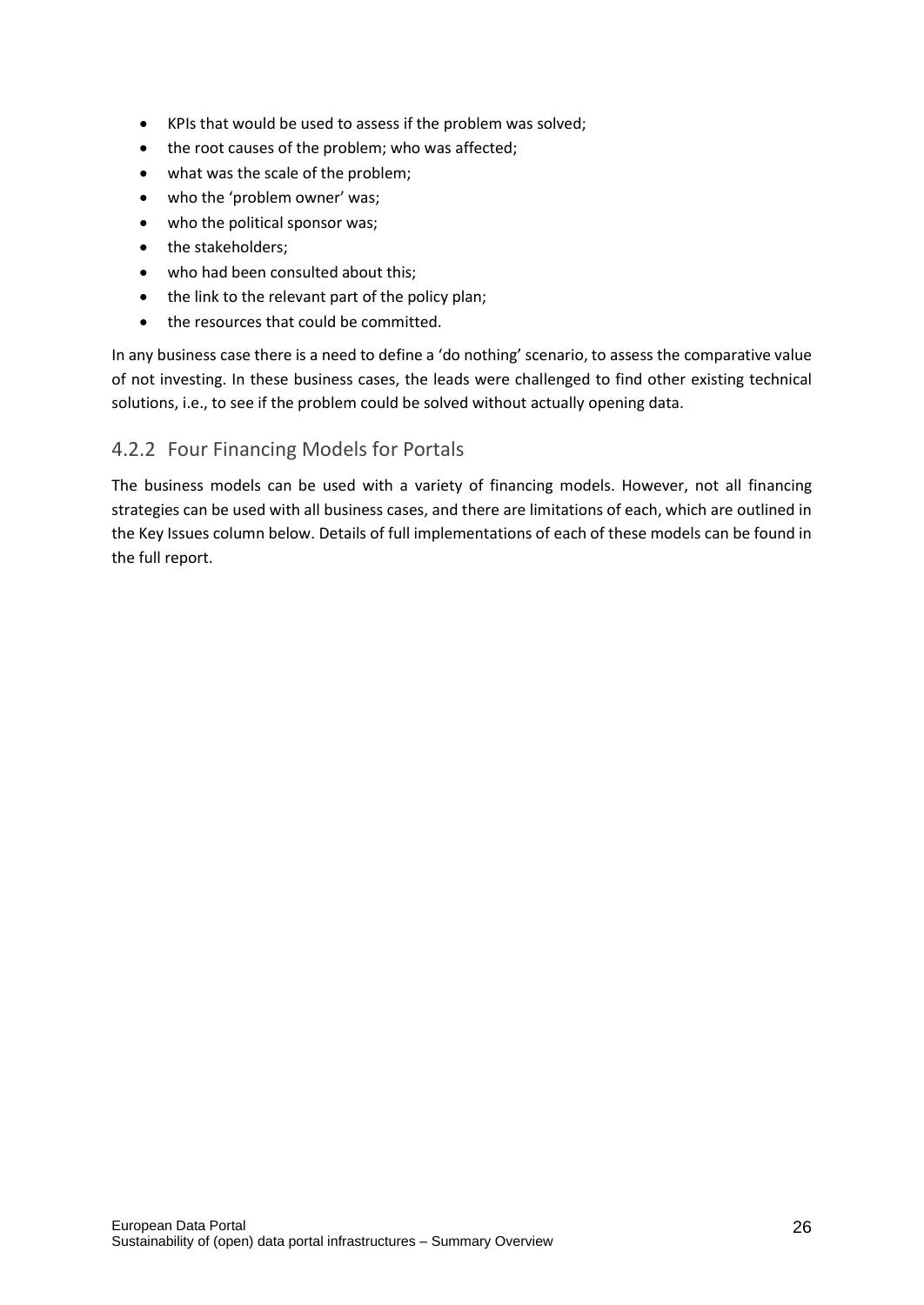- KPIs that would be used to assess if the problem was solved;
- the root causes of the problem; who was affected;
- what was the scale of the problem;
- who the 'problem owner' was;
- who the political sponsor was;
- the stakeholders;
- who had been consulted about this;
- the link to the relevant part of the policy plan;
- the resources that could be committed.

In any business case there is a need to define a 'do nothing' scenario, to assess the comparative value of not investing. In these business cases, the leads were challenged to find other existing technical solutions, i.e., to see if the problem could be solved without actually opening data.

### 4.2.2 Four Financing Models for Portals

The business models can be used with a variety of financing models. However, not all financing strategies can be used with all business cases, and there are limitations of each, which are outlined in the Key Issues column below. Details of full implementations of each of these models can be found in the full report.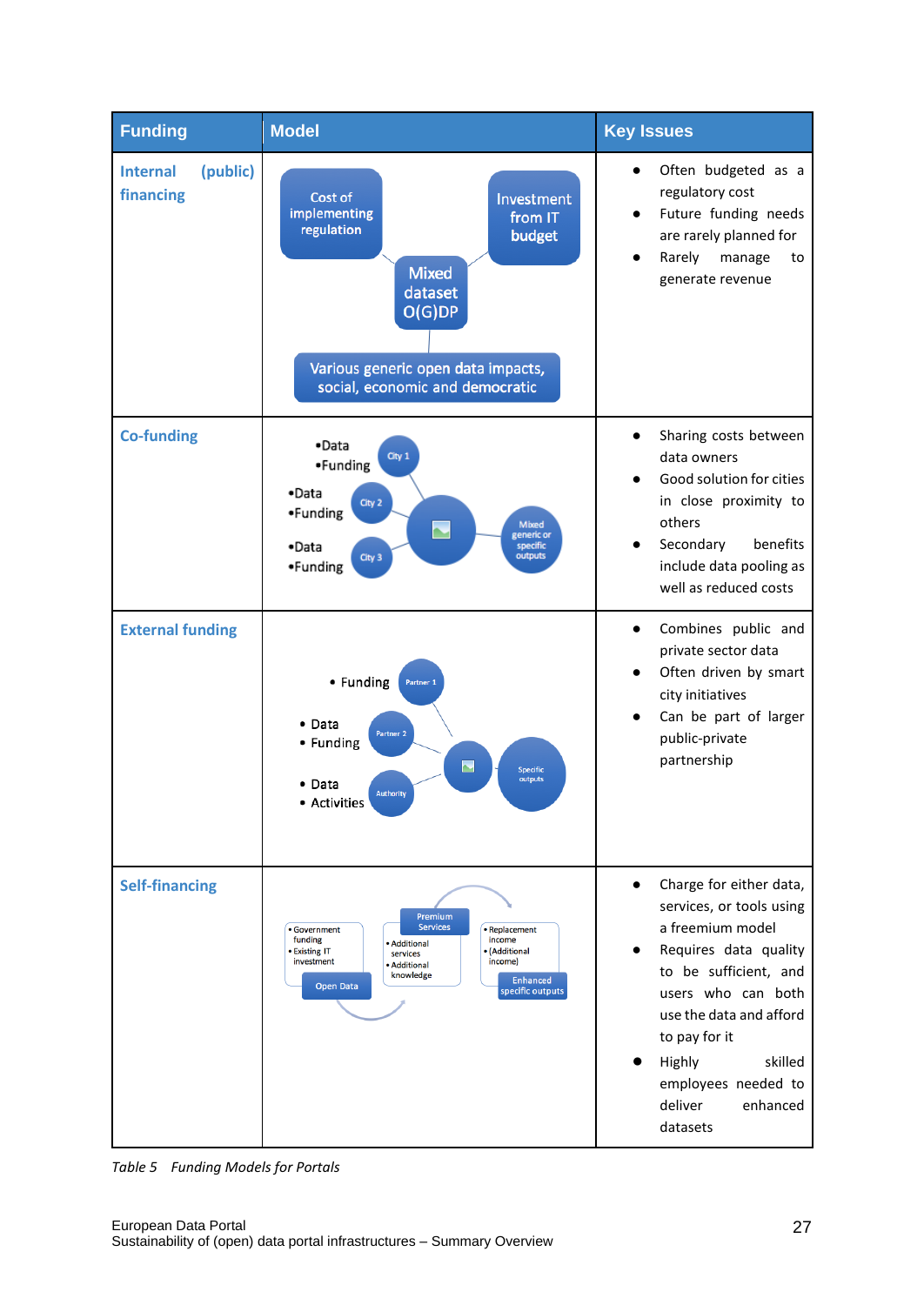| Funding | Model | Key Issues |
|---|---|---|
| **Internal (public) financing** | Cost of implementing regulation; Investment from IT budget; Mixed dataset O(G)DP; Various generic open data impacts, social, economic and democratic | • Often budgeted as a regulatory cost<br>• Future funding needs are rarely planned for<br>• Rarely manage to generate revenue |
| **Co-funding** | City 1: •Data •Funding; City 2: •Data •Funding; City 3: •Data •Funding; Mixed generic or specific outputs | • Sharing costs between data owners<br>• Good solution for cities in close proximity to others<br>• Secondary benefits include data pooling as well as reduced costs |
| **External funding** | Partner 1: • Funding; Partner 2: • Data • Funding; Authority: • Data • Activities; Specific outputs | • Combines public and private sector data<br>• Often driven by smart city initiatives<br>• Can be part of larger public-private partnership |
| **Self-financing** | Open Data: • Government funding • Existing IT investment; Premium Services: • Additional services • Additional knowledge; Enhanced specific outputs: • Replacement income • (Additional income) | • Charge for either data, services, or tools using a freemium model<br>• Requires data quality to be sufficient, and users who can both use the data and afford to pay for it<br>• Highly skilled employees needed to deliver enhanced datasets |

*Table 5 Funding Models for Portals*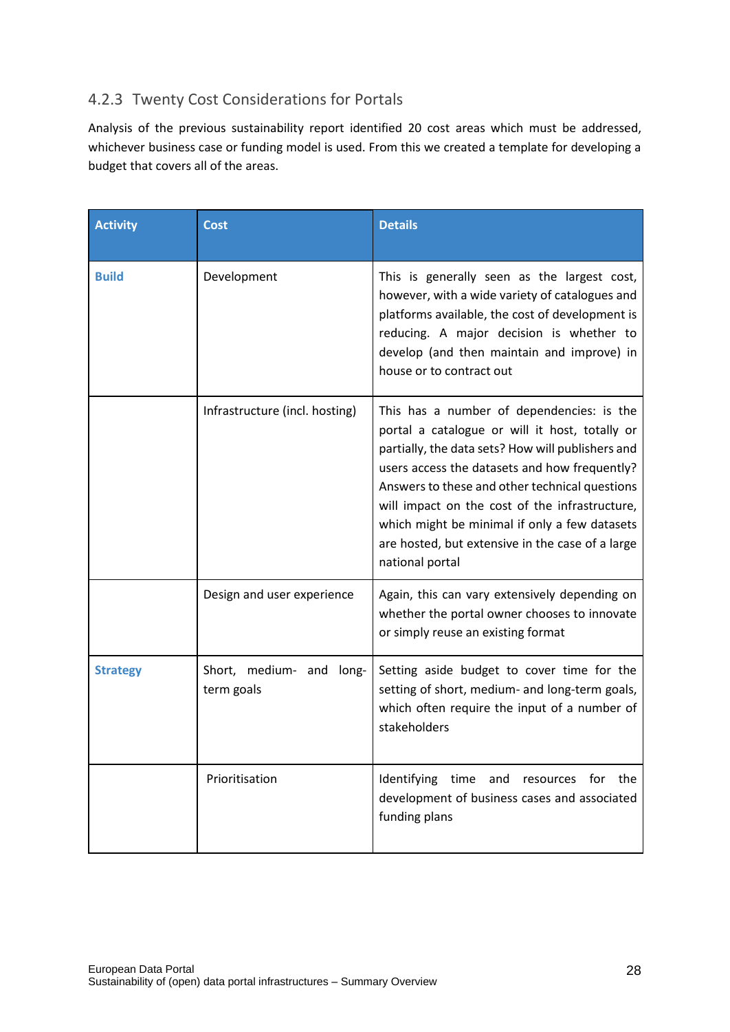### 4.2.3 Twenty Cost Considerations for Portals

Analysis of the previous sustainability report identified 20 cost areas which must be addressed, whichever business case or funding model is used. From this we created a template for developing a budget that covers all of the areas.

| Activity | Cost | Details |
|---|---|---|
| **Build** | Development | This is generally seen as the largest cost, however, with a wide variety of catalogues and platforms available, the cost of development is reducing. A major decision is whether to develop (and then maintain and improve) in house or to contract out |
| | Infrastructure (incl. hosting) | This has a number of dependencies: is the portal a catalogue or will it host, totally or partially, the data sets? How will publishers and users access the datasets and how frequently? Answers to these and other technical questions will impact on the cost of the infrastructure, which might be minimal if only a few datasets are hosted, but extensive in the case of a large national portal |
| | Design and user experience | Again, this can vary extensively depending on whether the portal owner chooses to innovate or simply reuse an existing format |
| **Strategy** | Short, medium- and long-term goals | Setting aside budget to cover time for the setting of short, medium- and long-term goals, which often require the input of a number of stakeholders |
| | Prioritisation | Identifying time and resources for the development of business cases and associated funding plans |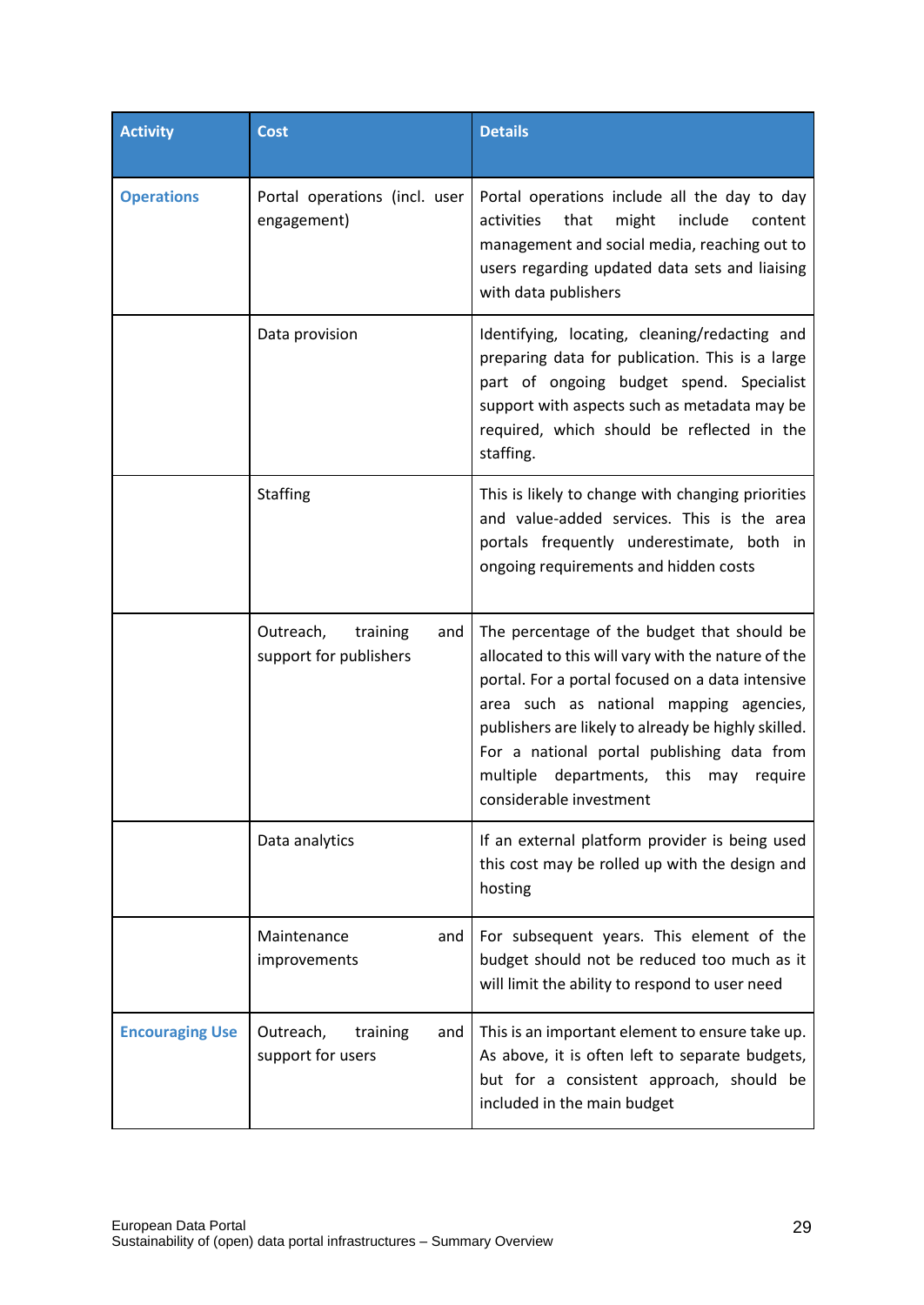| Activity | Cost | Details |
|---|---|---|
| **Operations** | Portal operations (incl. user engagement) | Portal operations include all the day to day activities that might include content management and social media, reaching out to users regarding updated data sets and liaising with data publishers |
| | Data provision | Identifying, locating, cleaning/redacting and preparing data for publication. This is a large part of ongoing budget spend. Specialist support with aspects such as metadata may be required, which should be reflected in the staffing. |
| | Staffing | This is likely to change with changing priorities and value-added services. This is the area portals frequently underestimate, both in ongoing requirements and hidden costs |
| | Outreach, training and support for publishers | The percentage of the budget that should be allocated to this will vary with the nature of the portal. For a portal focused on a data intensive area such as national mapping agencies, publishers are likely to already be highly skilled. For a national portal publishing data from multiple departments, this may require considerable investment |
| | Data analytics | If an external platform provider is being used this cost may be rolled up with the design and hosting |
| | Maintenance and improvements | For subsequent years. This element of the budget should not be reduced too much as it will limit the ability to respond to user need |
| **Encouraging Use** | Outreach, training and support for users | This is an important element to ensure take up. As above, it is often left to separate budgets, but for a consistent approach, should be included in the main budget |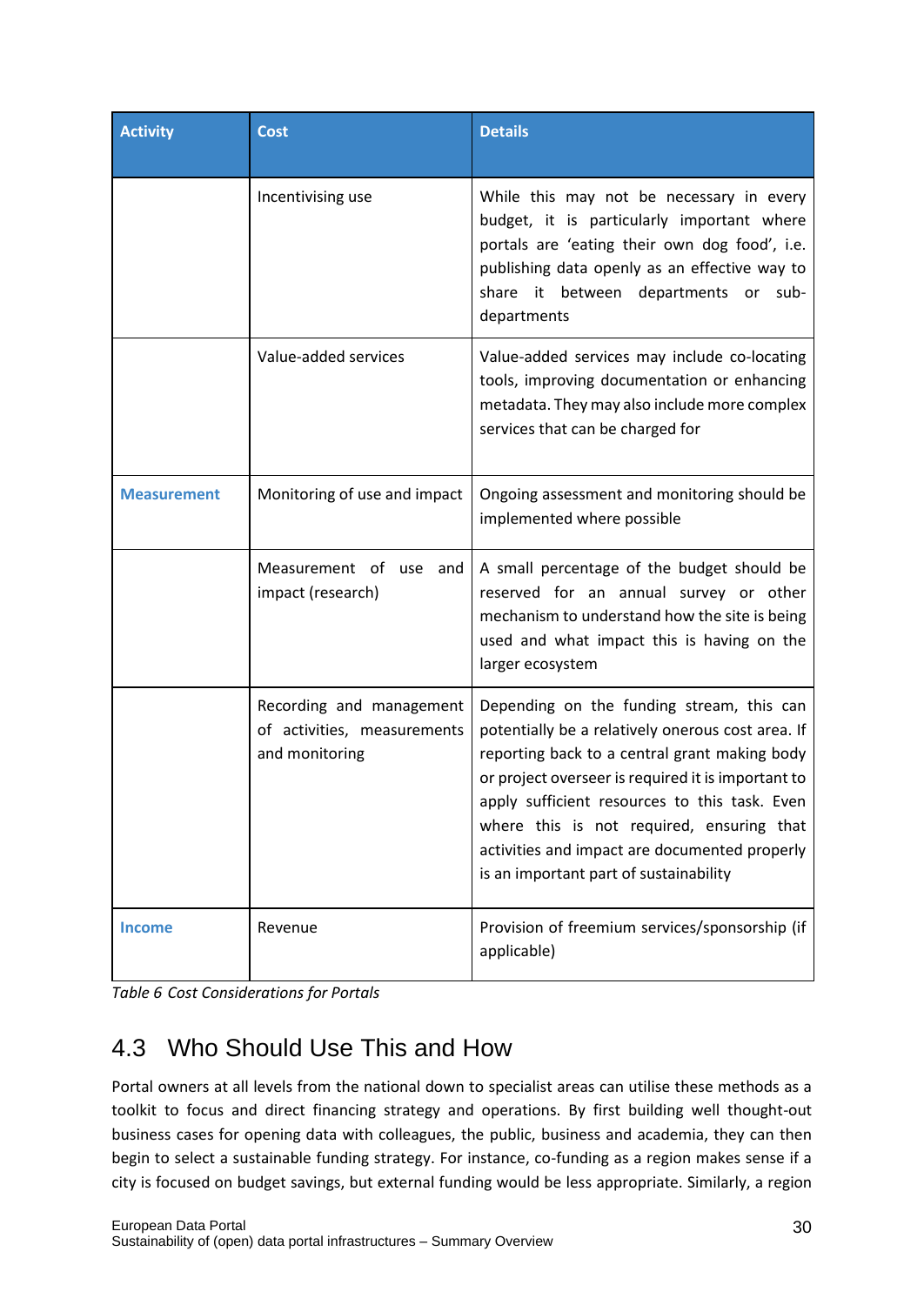| Activity | Cost | Details |
|---|---|---|
| | Incentivising use | While this may not be necessary in every budget, it is particularly important where portals are 'eating their own dog food', i.e. publishing data openly as an effective way to share it between departments or sub-departments |
| | Value-added services | Value-added services may include co-locating tools, improving documentation or enhancing metadata. They may also include more complex services that can be charged for |
| **Measurement** | Monitoring of use and impact | Ongoing assessment and monitoring should be implemented where possible |
| | Measurement of use and impact (research) | A small percentage of the budget should be reserved for an annual survey or other mechanism to understand how the site is being used and what impact this is having on the larger ecosystem |
| | Recording and management of activities, measurements and monitoring | Depending on the funding stream, this can potentially be a relatively onerous cost area. If reporting back to a central grant making body or project overseer is required it is important to apply sufficient resources to this task. Even where this is not required, ensuring that activities and impact are documented properly is an important part of sustainability |
| **Income** | Revenue | Provision of freemium services/sponsorship (if applicable) |

*Table 6 Cost Considerations for Portals*

## 4.3 Who Should Use This and How

Portal owners at all levels from the national down to specialist areas can utilise these methods as a toolkit to focus and direct financing strategy and operations. By first building well thought-out business cases for opening data with colleagues, the public, business and academia, they can then begin to select a sustainable funding strategy. For instance, co-funding as a region makes sense if a city is focused on budget savings, but external funding would be less appropriate. Similarly, a region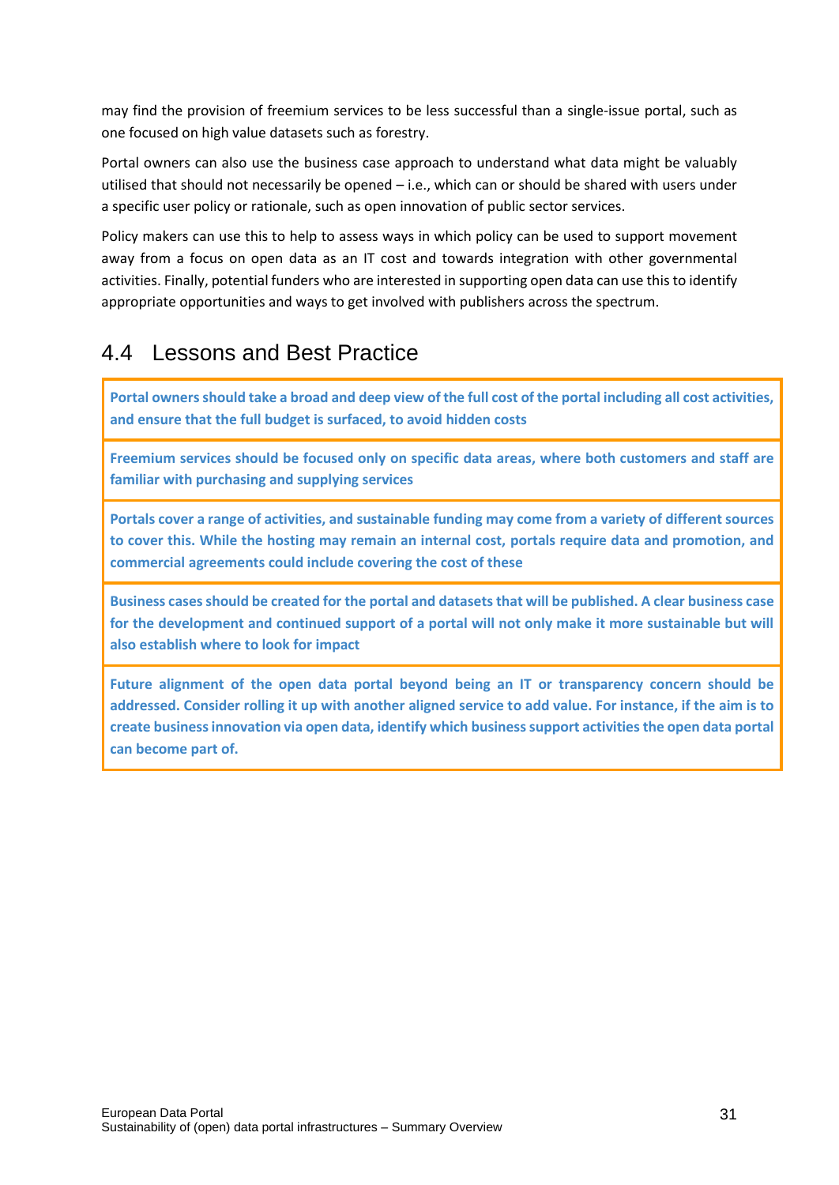may find the provision of freemium services to be less successful than a single-issue portal, such as one focused on high value datasets such as forestry.

Portal owners can also use the business case approach to understand what data might be valuably utilised that should not necessarily be opened – i.e., which can or should be shared with users under a specific user policy or rationale, such as open innovation of public sector services.

Policy makers can use this to help to assess ways in which policy can be used to support movement away from a focus on open data as an IT cost and towards integration with other governmental activities. Finally, potential funders who are interested in supporting open data can use this to identify appropriate opportunities and ways to get involved with publishers across the spectrum.

## 4.4 Lessons and Best Practice

**Portal owners should take a broad and deep view of the full cost of the portal including all cost activities, and ensure that the full budget is surfaced, to avoid hidden costs**

**Freemium services should be focused only on specific data areas, where both customers and staff are familiar with purchasing and supplying services**

**Portals cover a range of activities, and sustainable funding may come from a variety of different sources to cover this. While the hosting may remain an internal cost, portals require data and promotion, and commercial agreements could include covering the cost of these**

**Business cases should be created for the portal and datasets that will be published. A clear business case for the development and continued support of a portal will not only make it more sustainable but will also establish where to look for impact**

**Future alignment of the open data portal beyond being an IT or transparency concern should be addressed. Consider rolling it up with another aligned service to add value. For instance, if the aim is to create business innovation via open data, identify which business support activities the open data portal can become part of.**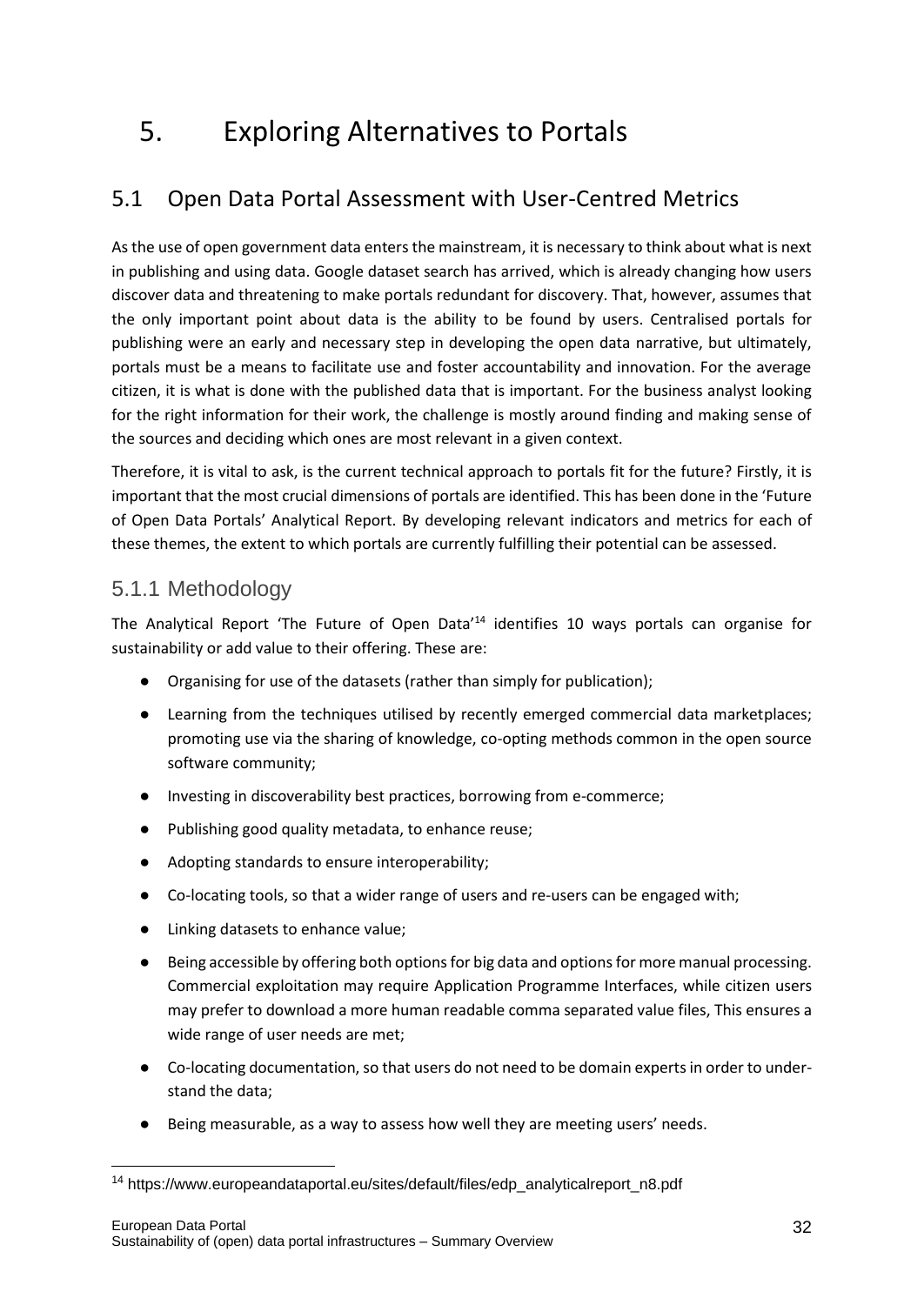# 5. Exploring Alternatives to Portals

## 5.1 Open Data Portal Assessment with User-Centred Metrics

As the use of open government data enters the mainstream, it is necessary to think about what is next in publishing and using data. Google dataset search has arrived, which is already changing how users discover data and threatening to make portals redundant for discovery. That, however, assumes that the only important point about data is the ability to be found by users. Centralised portals for publishing were an early and necessary step in developing the open data narrative, but ultimately, portals must be a means to facilitate use and foster accountability and innovation. For the average citizen, it is what is done with the published data that is important. For the business analyst looking for the right information for their work, the challenge is mostly around finding and making sense of the sources and deciding which ones are most relevant in a given context.

Therefore, it is vital to ask, is the current technical approach to portals fit for the future? Firstly, it is important that the most crucial dimensions of portals are identified. This has been done in the 'Future of Open Data Portals' Analytical Report. By developing relevant indicators and metrics for each of these themes, the extent to which portals are currently fulfilling their potential can be assessed.

### 5.1.1 Methodology

The Analytical Report 'The Future of Open Data'[14] identifies 10 ways portals can organise for sustainability or add value to their offering. These are:

- Organising for use of the datasets (rather than simply for publication);
- Learning from the techniques utilised by recently emerged commercial data marketplaces; promoting use via the sharing of knowledge, co-opting methods common in the open source software community;
- Investing in discoverability best practices, borrowing from e-commerce;
- Publishing good quality metadata, to enhance reuse;
- Adopting standards to ensure interoperability;
- Co-locating tools, so that a wider range of users and re-users can be engaged with;
- Linking datasets to enhance value;
- Being accessible by offering both options for big data and options for more manual processing. Commercial exploitation may require Application Programme Interfaces, while citizen users may prefer to download a more human readable comma separated value files, This ensures a wide range of user needs are met;
- Co-locating documentation, so that users do not need to be domain experts in order to understand the data;
- Being measurable, as a way to assess how well they are meeting users' needs.

[14] https://www.europeandataportal.eu/sites/default/files/edp_analyticalreport_n8.pdf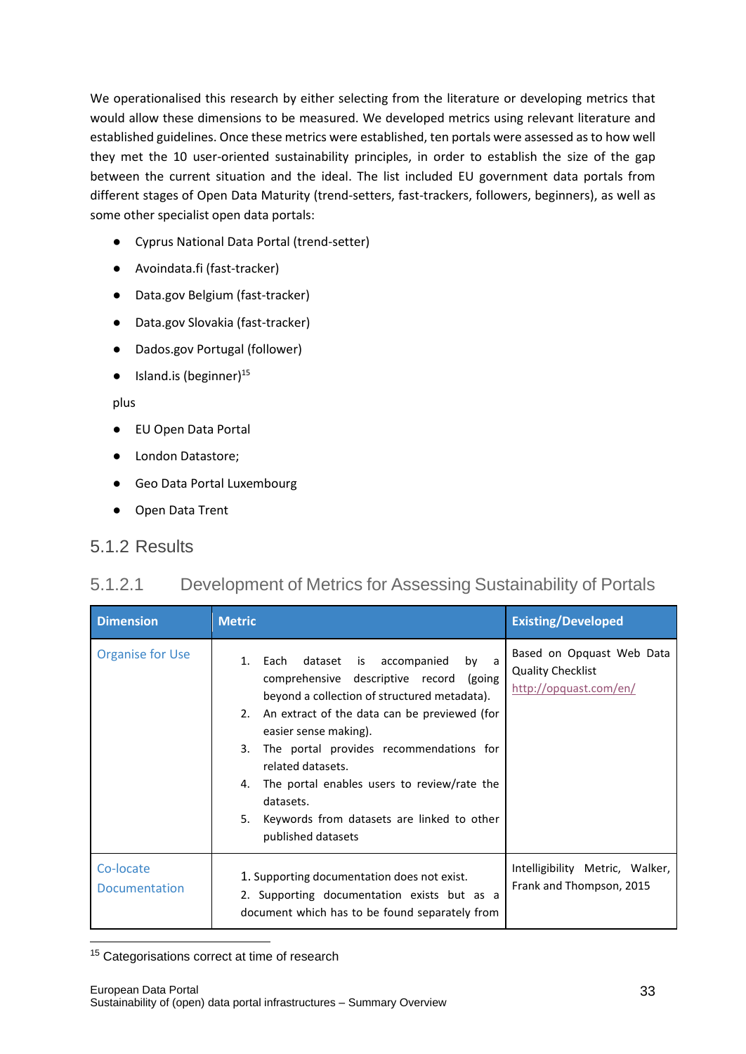We operationalised this research by either selecting from the literature or developing metrics that would allow these dimensions to be measured. We developed metrics using relevant literature and established guidelines. Once these metrics were established, ten portals were assessed as to how well they met the 10 user-oriented sustainability principles, in order to establish the size of the gap between the current situation and the ideal. The list included EU government data portals from different stages of Open Data Maturity (trend-setters, fast-trackers, followers, beginners), as well as some other specialist open data portals:

- Cyprus National Data Portal (trend-setter)
- Avoindata.fi (fast-tracker)
- Data.gov Belgium (fast-tracker)
- Data.gov Slovakia (fast-tracker)
- Dados.gov Portugal (follower)
- Island.is (beginner)[15]

plus

- EU Open Data Portal
- London Datastore;
- Geo Data Portal Luxembourg
- Open Data Trent

## 5.1.2 Results

### 5.1.2.1 Development of Metrics for Assessing Sustainability of Portals

| Dimension | Metric | Existing/Developed |
|---|---|---|
| Organise for Use | 1. Each dataset is accompanied by a comprehensive descriptive record (going beyond a collection of structured metadata).<br>2. An extract of the data can be previewed (for easier sense making).<br>3. The portal provides recommendations for related datasets.<br>4. The portal enables users to review/rate the datasets.<br>5. Keywords from datasets are linked to other published datasets | Based on Opquast Web Data Quality Checklist http://opquast.com/en/ |
| Co-locate Documentation | 1. Supporting documentation does not exist.<br>2. Supporting documentation exists but as a document which has to be found separately from | Intelligibility Metric, Walker, Frank and Thompson, 2015 |

[15] Categorisations correct at time of research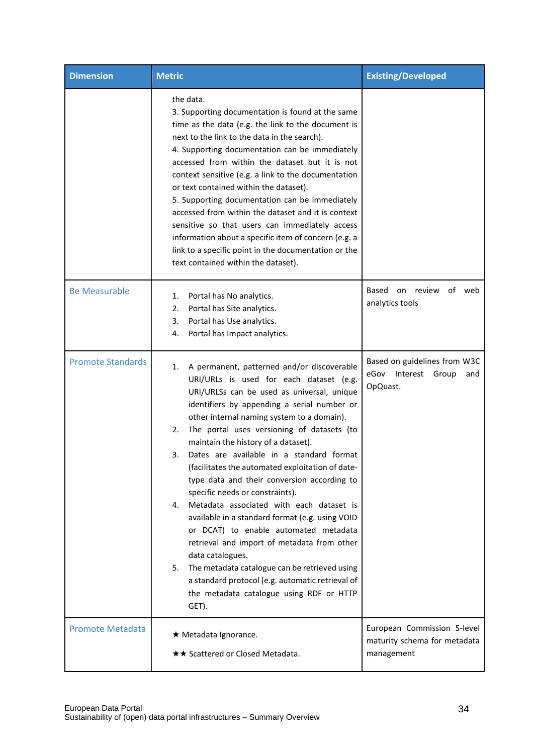| Dimension | Metric | Existing/Developed |
|---|---|---|
| | the data.<br>3. Supporting documentation is found at the same time as the data (e.g. the link to the document is next to the link to the data in the search).<br>4. Supporting documentation can be immediately accessed from within the dataset but it is not context sensitive (e.g. a link to the documentation or text contained within the dataset).<br>5. Supporting documentation can be immediately accessed from within the dataset and it is context sensitive so that users can immediately access information about a specific item of concern (e.g. a link to a specific point in the documentation or the text contained within the dataset). | |
| Be Measurable | 1. Portal has No analytics.<br>2. Portal has Site analytics.<br>3. Portal has Use analytics.<br>4. Portal has Impact analytics. | Based on review of web analytics tools |
| Promote Standards | 1. A permanent, patterned and/or discoverable URI/URLs is used for each dataset (e.g. URI/URLSs can be used as universal, unique identifiers by appending a serial number or other internal naming system to a domain).<br>2. The portal uses versioning of datasets (to maintain the history of a dataset).<br>3. Dates are available in a standard format (facilitates the automated exploitation of date-type data and their conversion according to specific needs or constraints).<br>4. Metadata associated with each dataset is available in a standard format (e.g. using VOID or DCAT) to enable automated metadata retrieval and import of metadata from other data catalogues.<br>5. The metadata catalogue can be retrieved using a standard protocol (e.g. automatic retrieval of the metadata catalogue using RDF or HTTP GET). | Based on guidelines from W3C eGov Interest Group and OpQuast. |
| Promote Metadata | ★ Metadata Ignorance.<br><br>★★ Scattered or Closed Metadata. | European Commission 5-level maturity schema for metadata management |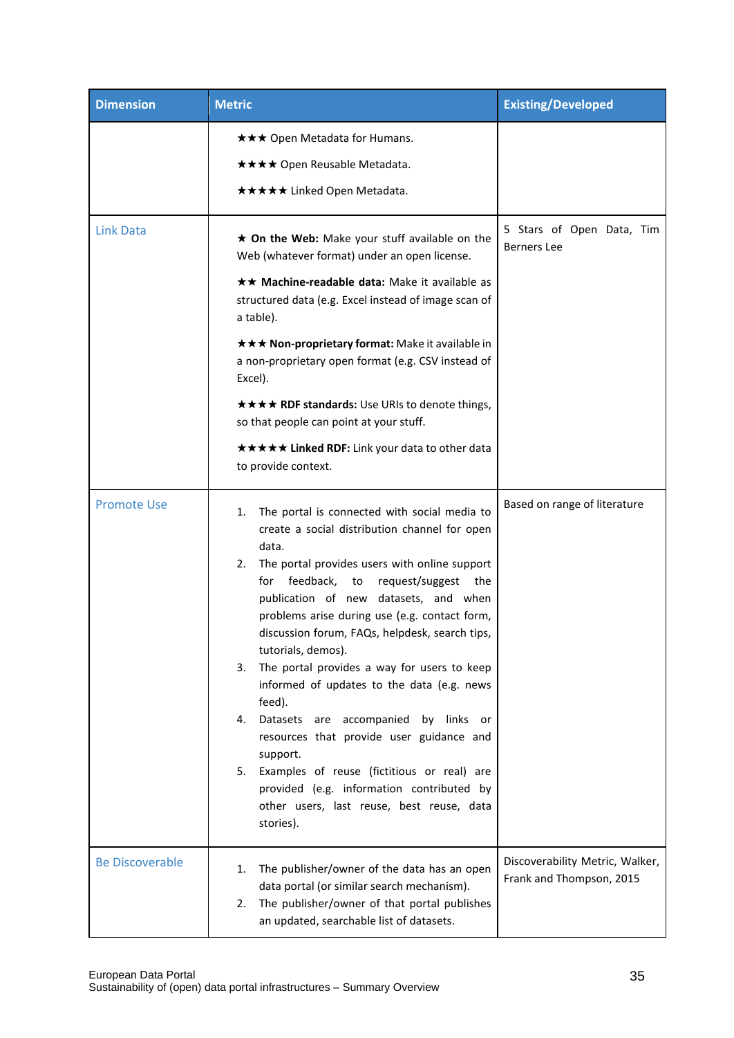| Dimension | Metric | Existing/Developed |
|---|---|---|
| | ★★★ Open Metadata for Humans.<br>★★★★ Open Reusable Metadata.<br>★★★★★ Linked Open Metadata. | |
| Link Data | ★ **On the Web:** Make your stuff available on the Web (whatever format) under an open license.<br>★★ **Machine-readable data:** Make it available as structured data (e.g. Excel instead of image scan of a table).<br>★★★ **Non-proprietary format:** Make it available in a non-proprietary open format (e.g. CSV instead of Excel).<br>★★★★ **RDF standards:** Use URIs to denote things, so that people can point at your stuff.<br>★★★★★ **Linked RDF:** Link your data to other data to provide context. | 5 Stars of Open Data, Tim Berners Lee |
| Promote Use | 1. The portal is connected with social media to create a social distribution channel for open data.<br>2. The portal provides users with online support for feedback, to request/suggest the publication of new datasets, and when problems arise during use (e.g. contact form, discussion forum, FAQs, helpdesk, search tips, tutorials, demos).<br>3. The portal provides a way for users to keep informed of updates to the data (e.g. news feed).<br>4. Datasets are accompanied by links or resources that provide user guidance and support.<br>5. Examples of reuse (fictitious or real) are provided (e.g. information contributed by other users, last reuse, best reuse, data stories). | Based on range of literature |
| Be Discoverable | 1. The publisher/owner of the data has an open data portal (or similar search mechanism).<br>2. The publisher/owner of that portal publishes an updated, searchable list of datasets. | Discoverability Metric, Walker, Frank and Thompson, 2015 |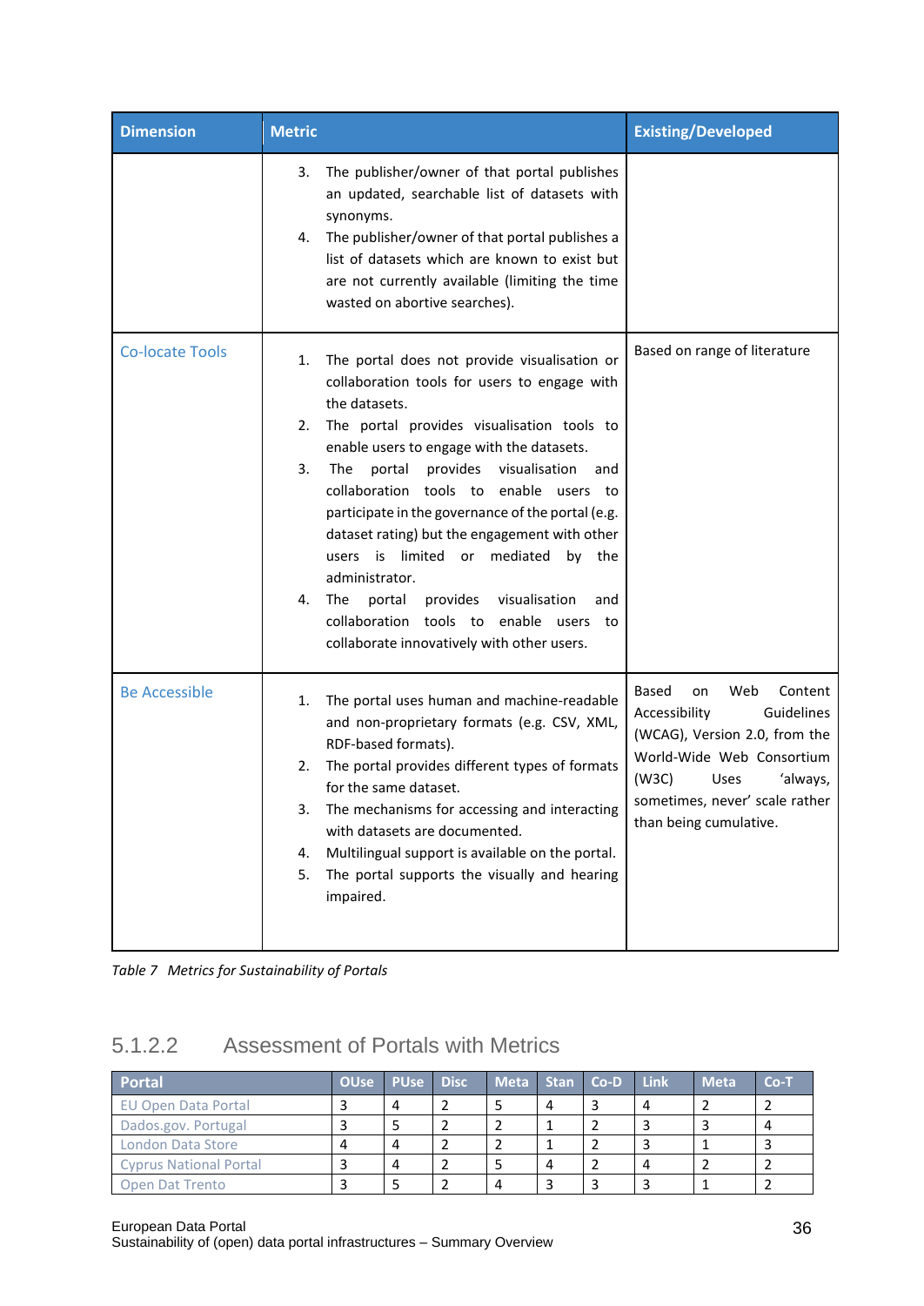| Dimension | Metric | Existing/Developed |
|---|---|---|
| | 3. The publisher/owner of that portal publishes an updated, searchable list of datasets with synonyms.<br>4. The publisher/owner of that portal publishes a list of datasets which are known to exist but are not currently available (limiting the time wasted on abortive searches). | |
| Co-locate Tools | 1. The portal does not provide visualisation or collaboration tools for users to engage with the datasets.<br>2. The portal provides visualisation tools to enable users to engage with the datasets.<br>3. The portal provides visualisation and collaboration tools to enable users to participate in the governance of the portal (e.g. dataset rating) but the engagement with other users is limited or mediated by the administrator.<br>4. The portal provides visualisation and collaboration tools to enable users to collaborate innovatively with other users. | Based on range of literature |
| Be Accessible | 1. The portal uses human and machine-readable and non-proprietary formats (e.g. CSV, XML, RDF-based formats).<br>2. The portal provides different types of formats for the same dataset.<br>3. The mechanisms for accessing and interacting with datasets are documented.<br>4. Multilingual support is available on the portal.<br>5. The portal supports the visually and hearing impaired. | Based on Web Content Accessibility Guidelines (WCAG), Version 2.0, from the World-Wide Web Consortium (W3C) Uses 'always, sometimes, never' scale rather than being cumulative. |

*Table 7 Metrics for Sustainability of Portals*

### 5.1.2.2 Assessment of Portals with Metrics

| Portal | OUse | PUse | Disc | Meta | Stan | Co-D | Link | Meta | Co-T |
|---|---|---|---|---|---|---|---|---|---|
| EU Open Data Portal | 3 | 4 | 2 | 5 | 4 | 3 | 4 | 2 | 2 |
| Dados.gov. Portugal | 3 | 5 | 2 | 2 | 1 | 2 | 3 | 3 | 4 |
| London Data Store | 4 | 4 | 2 | 2 | 1 | 2 | 3 | 1 | 3 |
| Cyprus National Portal | 3 | 4 | 2 | 5 | 4 | 2 | 4 | 2 | 2 |
| Open Dat Trento | 3 | 5 | 2 | 4 | 3 | 3 | 3 | 1 | 2 |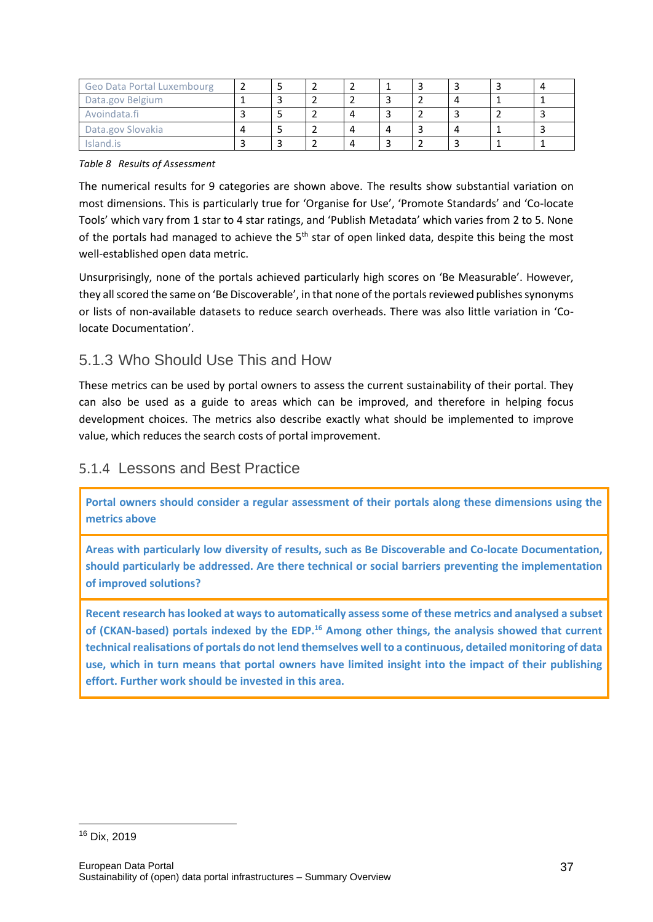| Geo Data Portal Luxembourg | 2 | 5 | 2 | 2 | 1 | 3 | 3 | 3 | 4 |
|---|---|---|---|---|---|---|---|---|---|
| Data.gov Belgium | 1 | 3 | 2 | 2 | 3 | 2 | 4 | 1 | 1 |
| Avoindata.fi | 3 | 5 | 2 | 4 | 3 | 2 | 3 | 2 | 3 |
| Data.gov Slovakia | 4 | 5 | 2 | 4 | 4 | 3 | 4 | 1 | 3 |
| Island.is | 3 | 3 | 2 | 4 | 3 | 2 | 3 | 1 | 1 |

*Table 8 Results of Assessment*

The numerical results for 9 categories are shown above. The results show substantial variation on most dimensions. This is particularly true for 'Organise for Use', 'Promote Standards' and 'Co-locate Tools' which vary from 1 star to 4 star ratings, and 'Publish Metadata' which varies from 2 to 5. None of the portals had managed to achieve the 5th star of open linked data, despite this being the most well-established open data metric.

Unsurprisingly, none of the portals achieved particularly high scores on 'Be Measurable'. However, they all scored the same on 'Be Discoverable', in that none of the portals reviewed publishes synonyms or lists of non-available datasets to reduce search overheads. There was also little variation in 'Co-locate Documentation'.

### 5.1.3 Who Should Use This and How

These metrics can be used by portal owners to assess the current sustainability of their portal. They can also be used as a guide to areas which can be improved, and therefore in helping focus development choices. The metrics also describe exactly what should be implemented to improve value, which reduces the search costs of portal improvement.

### 5.1.4 Lessons and Best Practice

**Portal owners should consider a regular assessment of their portals along these dimensions using the metrics above**

**Areas with particularly low diversity of results, such as Be Discoverable and Co-locate Documentation, should particularly be addressed. Are there technical or social barriers preventing the implementation of improved solutions?**

**Recent research has looked at ways to automatically assess some of these metrics and analysed a subset of (CKAN-based) portals indexed by the EDP.[16] Among other things, the analysis showed that current technical realisations of portals do not lend themselves well to a continuous, detailed monitoring of data use, which in turn means that portal owners have limited insight into the impact of their publishing effort. Further work should be invested in this area.**

[16] Dix, 2019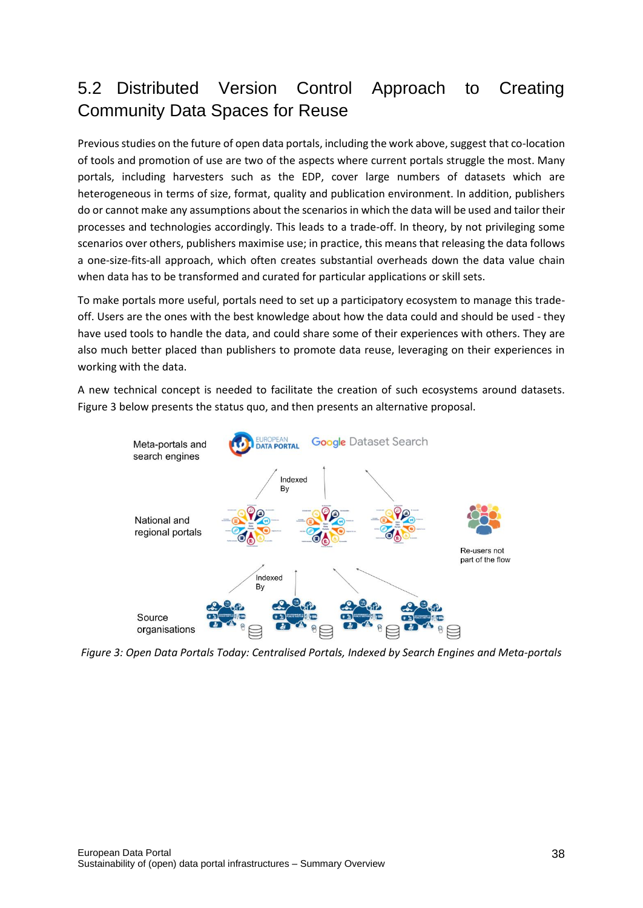## 5.2 Distributed Version Control Approach to Creating Community Data Spaces for Reuse

Previous studies on the future of open data portals, including the work above, suggest that co-location of tools and promotion of use are two of the aspects where current portals struggle the most. Many portals, including harvesters such as the EDP, cover large numbers of datasets which are heterogeneous in terms of size, format, quality and publication environment. In addition, publishers do or cannot make any assumptions about the scenarios in which the data will be used and tailor their processes and technologies accordingly. This leads to a trade-off. In theory, by not privileging some scenarios over others, publishers maximise use; in practice, this means that releasing the data follows a one-size-fits-all approach, which often creates substantial overheads down the data value chain when data has to be transformed and curated for particular applications or skill sets.

To make portals more useful, portals need to set up a participatory ecosystem to manage this trade-off. Users are the ones with the best knowledge about how the data could and should be used - they have used tools to handle the data, and could share some of their experiences with others. They are also much better placed than publishers to promote data reuse, leveraging on their experiences in working with the data.

A new technical concept is needed to facilitate the creation of such ecosystems around datasets. Figure 3 below presents the status quo, and then presents an alternative proposal.

*Figure 3: Open Data Portals Today: Centralised Portals, Indexed by Search Engines and Meta-portals*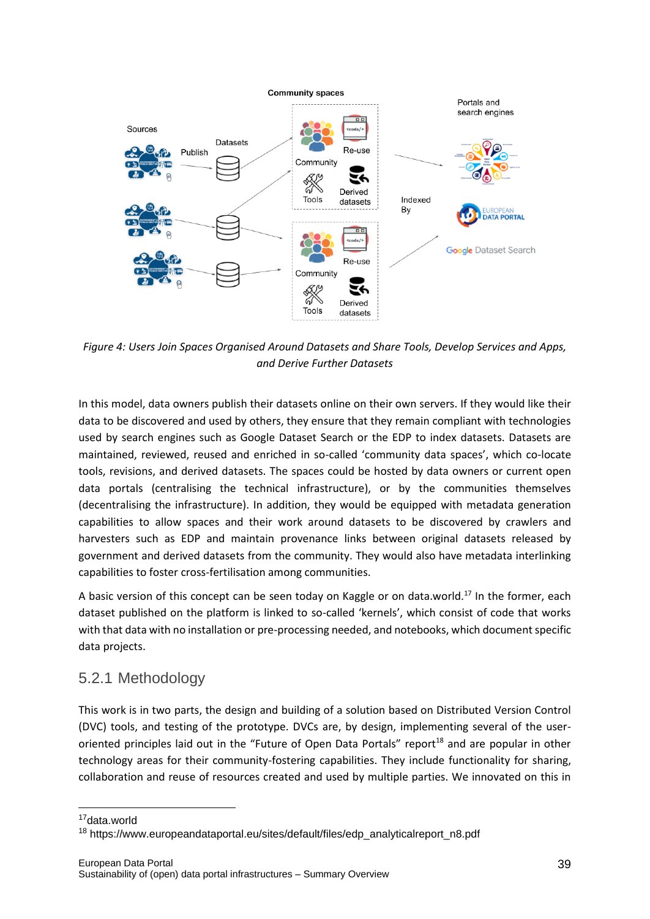*Figure 4: Users Join Spaces Organised Around Datasets and Share Tools, Develop Services and Apps, and Derive Further Datasets*

In this model, data owners publish their datasets online on their own servers. If they would like their data to be discovered and used by others, they ensure that they remain compliant with technologies used by search engines such as Google Dataset Search or the EDP to index datasets. Datasets are maintained, reviewed, reused and enriched in so-called 'community data spaces', which co-locate tools, revisions, and derived datasets. The spaces could be hosted by data owners or current open data portals (centralising the technical infrastructure), or by the communities themselves (decentralising the infrastructure). In addition, they would be equipped with metadata generation capabilities to allow spaces and their work around datasets to be discovered by crawlers and harvesters such as EDP and maintain provenance links between original datasets released by government and derived datasets from the community. They would also have metadata interlinking capabilities to foster cross-fertilisation among communities.

A basic version of this concept can be seen today on Kaggle or on data.world.[17] In the former, each dataset published on the platform is linked to so-called 'kernels', which consist of code that works with that data with no installation or pre-processing needed, and notebooks, which document specific data projects.

## 5.2.1 Methodology

This work is in two parts, the design and building of a solution based on Distributed Version Control (DVC) tools, and testing of the prototype. DVCs are, by design, implementing several of the user-oriented principles laid out in the "Future of Open Data Portals" report[18] and are popular in other technology areas for their community-fostering capabilities. They include functionality for sharing, collaboration and reuse of resources created and used by multiple parties. We innovated on this in

[17] data.world

[18] https://www.europeandataportal.eu/sites/default/files/edp_analyticalreport_n8.pdf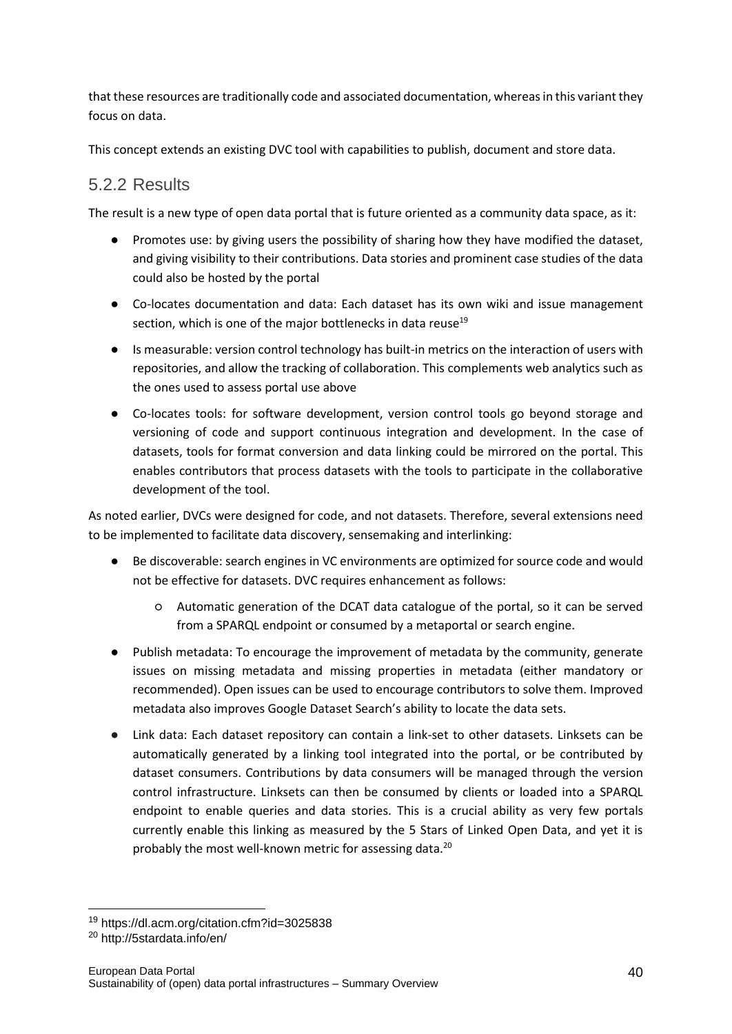that these resources are traditionally code and associated documentation, whereas in this variant they focus on data.

This concept extends an existing DVC tool with capabilities to publish, document and store data.

### 5.2.2 Results

The result is a new type of open data portal that is future oriented as a community data space, as it:

- Promotes use: by giving users the possibility of sharing how they have modified the dataset, and giving visibility to their contributions. Data stories and prominent case studies of the data could also be hosted by the portal
- Co-locates documentation and data: Each dataset has its own wiki and issue management section, which is one of the major bottlenecks in data reuse[19]
- Is measurable: version control technology has built-in metrics on the interaction of users with repositories, and allow the tracking of collaboration. This complements web analytics such as the ones used to assess portal use above
- Co-locates tools: for software development, version control tools go beyond storage and versioning of code and support continuous integration and development. In the case of datasets, tools for format conversion and data linking could be mirrored on the portal. This enables contributors that process datasets with the tools to participate in the collaborative development of the tool.

As noted earlier, DVCs were designed for code, and not datasets. Therefore, several extensions need to be implemented to facilitate data discovery, sensemaking and interlinking:

- Be discoverable: search engines in VC environments are optimized for source code and would not be effective for datasets. DVC requires enhancement as follows:
  - Automatic generation of the DCAT data catalogue of the portal, so it can be served from a SPARQL endpoint or consumed by a metaportal or search engine.
- Publish metadata: To encourage the improvement of metadata by the community, generate issues on missing metadata and missing properties in metadata (either mandatory or recommended). Open issues can be used to encourage contributors to solve them. Improved metadata also improves Google Dataset Search's ability to locate the data sets.
- Link data: Each dataset repository can contain a link-set to other datasets. Linksets can be automatically generated by a linking tool integrated into the portal, or be contributed by dataset consumers. Contributions by data consumers will be managed through the version control infrastructure. Linksets can then be consumed by clients or loaded into a SPARQL endpoint to enable queries and data stories. This is a crucial ability as very few portals currently enable this linking as measured by the 5 Stars of Linked Open Data, and yet it is probably the most well-known metric for assessing data.[20]

---

[19] https://dl.acm.org/citation.cfm?id=3025838

[20] http://5stardata.info/en/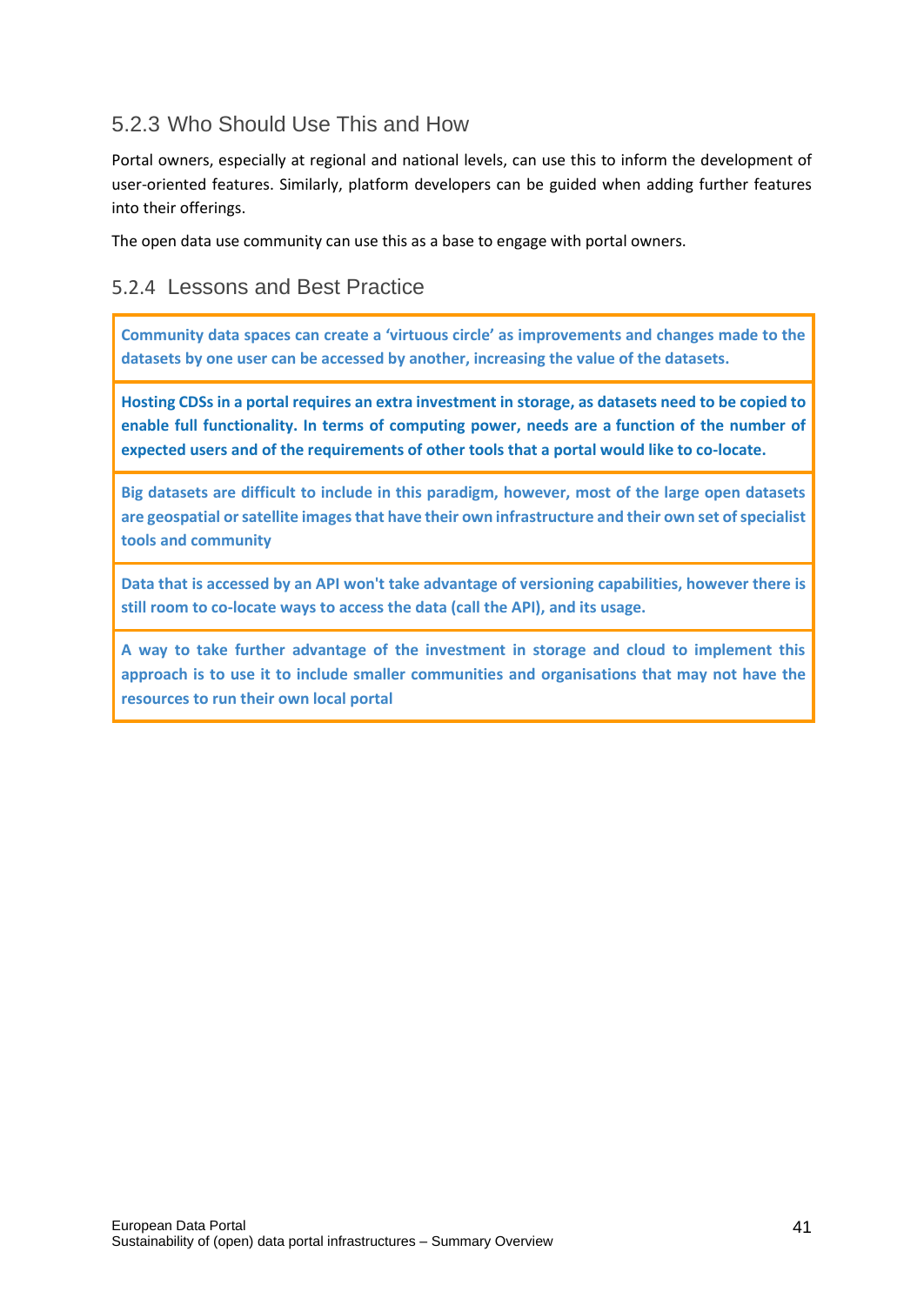### 5.2.3 Who Should Use This and How

Portal owners, especially at regional and national levels, can use this to inform the development of user-oriented features. Similarly, platform developers can be guided when adding further features into their offerings.

The open data use community can use this as a base to engage with portal owners.

### 5.2.4 Lessons and Best Practice

| |
|---|
| **Community data spaces can create a 'virtuous circle' as improvements and changes made to the datasets by one user can be accessed by another, increasing the value of the datasets.** |
| **Hosting CDSs in a portal requires an extra investment in storage, as datasets need to be copied to enable full functionality. In terms of computing power, needs are a function of the number of expected users and of the requirements of other tools that a portal would like to co-locate.** |
| **Big datasets are difficult to include in this paradigm, however, most of the large open datasets are geospatial or satellite images that have their own infrastructure and their own set of specialist tools and community** |
| **Data that is accessed by an API won't take advantage of versioning capabilities, however there is still room to co-locate ways to access the data (call the API), and its usage.** |
| **A way to take further advantage of the investment in storage and cloud to implement this approach is to use it to include smaller communities and organisations that may not have the resources to run their own local portal** |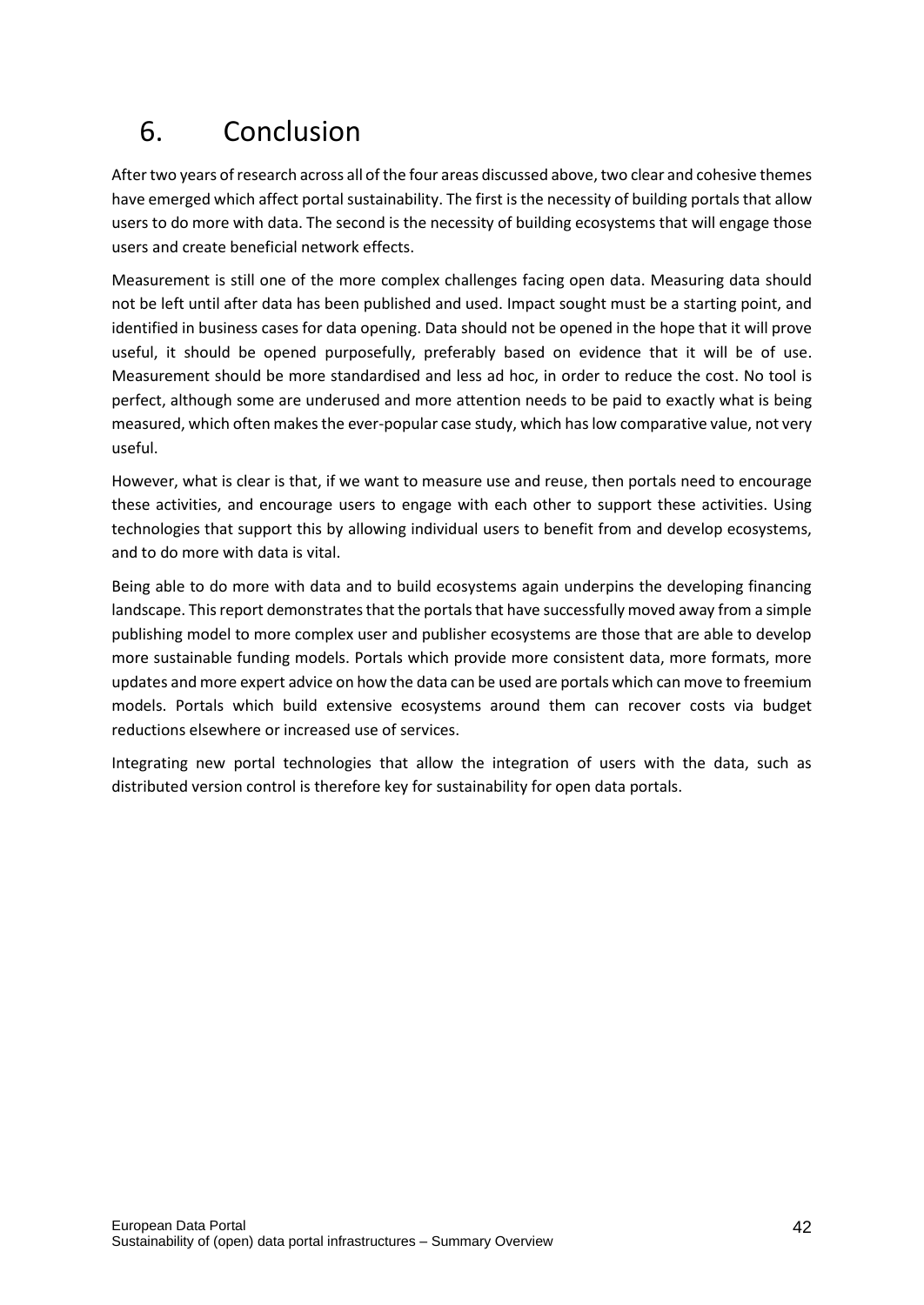# 6. Conclusion

After two years of research across all of the four areas discussed above, two clear and cohesive themes have emerged which affect portal sustainability. The first is the necessity of building portals that allow users to do more with data. The second is the necessity of building ecosystems that will engage those users and create beneficial network effects.

Measurement is still one of the more complex challenges facing open data. Measuring data should not be left until after data has been published and used. Impact sought must be a starting point, and identified in business cases for data opening. Data should not be opened in the hope that it will prove useful, it should be opened purposefully, preferably based on evidence that it will be of use. Measurement should be more standardised and less ad hoc, in order to reduce the cost. No tool is perfect, although some are underused and more attention needs to be paid to exactly what is being measured, which often makes the ever-popular case study, which has low comparative value, not very useful.

However, what is clear is that, if we want to measure use and reuse, then portals need to encourage these activities, and encourage users to engage with each other to support these activities. Using technologies that support this by allowing individual users to benefit from and develop ecosystems, and to do more with data is vital.

Being able to do more with data and to build ecosystems again underpins the developing financing landscape. This report demonstrates that the portals that have successfully moved away from a simple publishing model to more complex user and publisher ecosystems are those that are able to develop more sustainable funding models. Portals which provide more consistent data, more formats, more updates and more expert advice on how the data can be used are portals which can move to freemium models. Portals which build extensive ecosystems around them can recover costs via budget reductions elsewhere or increased use of services.

Integrating new portal technologies that allow the integration of users with the data, such as distributed version control is therefore key for sustainability for open data portals.